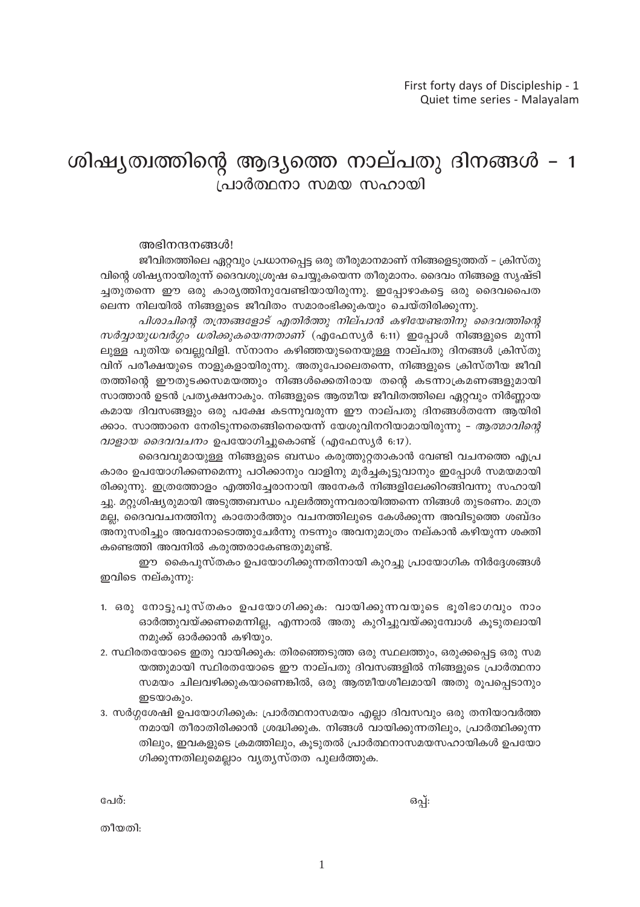First forty days of Discipleship - 1
Quiet time series - Malayalam

# ശിഷ്യത്വത്തിന്റെ ആദ്യത്തെ നാല്പതു ദിനങ്ങൾ – 1
## പ്രാർത്ഥനാ സമയ സഹായി

അഭിനന്ദനങ്ങൾ!

ജീവിതത്തിലെ ഏറ്റവും പ്രധാനപ്പെട്ട ഒരു തീരുമാനമാണ് നിങ്ങളെടുത്തത് – ക്രിസ്തുവിന്റെ ശിഷ്യനായിരുന്ന് ദൈവശുശ്രൂഷ ചെയ്യുകയെന്ന തീരുമാനം. ദൈവം നിങ്ങളെ സൃഷ്ടിച്ചതുതന്നെ ഈ ഒരു കാര്യത്തിനുവേണ്ടിയായിരുന്നു. ഇപ്പോഴാകട്ടെ ഒരു ദൈവപൈതലെന്ന നിലയിൽ നിങ്ങളുടെ ജീവിതം സമാരംഭിക്കുകയും ചെയ്തിരിക്കുന്നു.

*പിശാചിന്റെ തന്ത്രങ്ങളോട് എതിർത്തു നില്പാൻ കഴിയേണ്ടതിനു ദൈവത്തിന്റെ സർവ്വായുധവർഗ്ഗം ധരിക്കുകയെന്നതാണ്* (എഫേസ്യർ 6:11) ഇപ്പോൾ നിങ്ങളുടെ മുന്നിലുള്ള പുതിയ വെല്ലുവിളി. സ്നാനം കഴിഞ്ഞയുടനെയുള്ള നാല്പതു ദിനങ്ങൾ ക്രിസ്തുവിന് പരീക്ഷയുടെ നാളുകളായിരുന്നു. അതുപോലെതന്നെ, നിങ്ങളുടെ ക്രിസ്തീയ ജീവിതത്തിന്റെ ഈതുടക്കസമയത്തും നിങ്ങൾക്കെതിരായ തന്റെ കടന്നാക്രമണങ്ങളുമായി സാത്താൻ ഉടൻ പ്രത്യക്ഷനാകും. നിങ്ങളുടെ ആത്മീയ ജീവിതത്തിലെ ഏറ്റവും നിർണ്ണായകമായ ദിവസങ്ങളും ഒരു പക്ഷേ കടന്നുവരുന്ന ഈ നാല്പതു ദിനങ്ങൾതന്നേ ആയിരിക്കാം. സാത്താനെ നേരിടുന്നതെങ്ങിനെയെന്ന് യേശുവിനറിയാമായിരുന്നു – *ആത്മാവിന്റെ വാളായ ദൈവവചനം* ഉപയോഗിച്ചുകൊണ്ട് (എഫേസ്യർ 6:17).

ദൈവവുമായുള്ള നിങ്ങളുടെ ബന്ധം കരുത്തുറ്റതാകാൻ വേണ്ടി വചനത്തെ എപ്രകാരം ഉപയോഗിക്കണമെന്നു പഠിക്കാനും വാളിനു മൂർച്ചകൂട്ടുവാനും ഇപ്പോൾ സമയമായിരിക്കുന്നു. ഇത്രത്തോളം എത്തിച്ചേരാനായി അനേകർ നിങ്ങളിലേക്കിറങ്ങിവന്നു സഹായിച്ചു. മറ്റുശിഷ്യരുമായി അടുത്തബന്ധം പുലർത്തുന്നവരായിത്തന്നെ നിങ്ങൾ തുടരണം. മാത്രമല്ല, ദൈവവചനത്തിനു കാതോർത്തും വചനത്തിലൂടെ കേൾക്കുന്ന അവിടുത്തെ ശബ്ദം അനുസരിച്ചും അവനോടൊത്തുചേർന്നു നടന്നും അവനുമാത്രം നല്കാൻ കഴിയുന്ന ശക്തി കണ്ടെത്തി അവനിൽ കരുത്തരാകേണ്ടതുമുണ്ട്.

ഈ കൈപുസ്തകം ഉപയോഗിക്കുന്നതിനായി കുറച്ചു പ്രായോഗിക നിർദ്ദേശങ്ങൾ ഇവിടെ നല്കുന്നു:

1. ഒരു നോട്ടുപുസ്തകം ഉപയോഗിക്കുക: വായിക്കുന്നവയുടെ ഭൂരിഭാഗവും നാം ഓർത്തുവയ്ക്കണമെന്നില്ല, എന്നാൽ അതു കുറിച്ചുവയ്ക്കുമ്പോൾ കൂടുതലായി നമുക്ക് ഓർക്കാൻ കഴിയും.
2. സ്ഥിരതയോടെ ഇതു വായിക്കുക: തിരഞ്ഞെടുത്ത ഒരു സ്ഥലത്തും, ഒരുക്കപ്പെട്ട ഒരു സമയത്തുമായി സ്ഥിരതയോടെ ഈ നാല്പതു ദിവസങ്ങളിൽ നിങ്ങളുടെ പ്രാർത്ഥനാ സമയം ചിലവഴിക്കുകയാണെങ്കിൽ, ഒരു ആത്മീയശീലമായി അതു രൂപപ്പെടാനും ഇടയാകും.
3. സർഗ്ഗശേഷി ഉപയോഗിക്കുക: പ്രാർത്ഥനാസമയം എല്ലാ ദിവസവും ഒരു തനിയാവർത്തനമായി തീരാതിരിക്കാൻ ശ്രദ്ധിക്കുക. നിങ്ങൾ വായിക്കുന്നതിലും, പ്രാർത്ഥിക്കുന്നതിലും, ഇവകളുടെ ക്രമത്തിലും, കൂടുതൽ പ്രാർത്ഥനാസമയസഹായികൾ ഉപയോഗിക്കുന്നതിലുമെല്ലാം വ്യത്യസ്തത പുലർത്തുക.

പേര്: ഒപ്പ്:

തീയതി: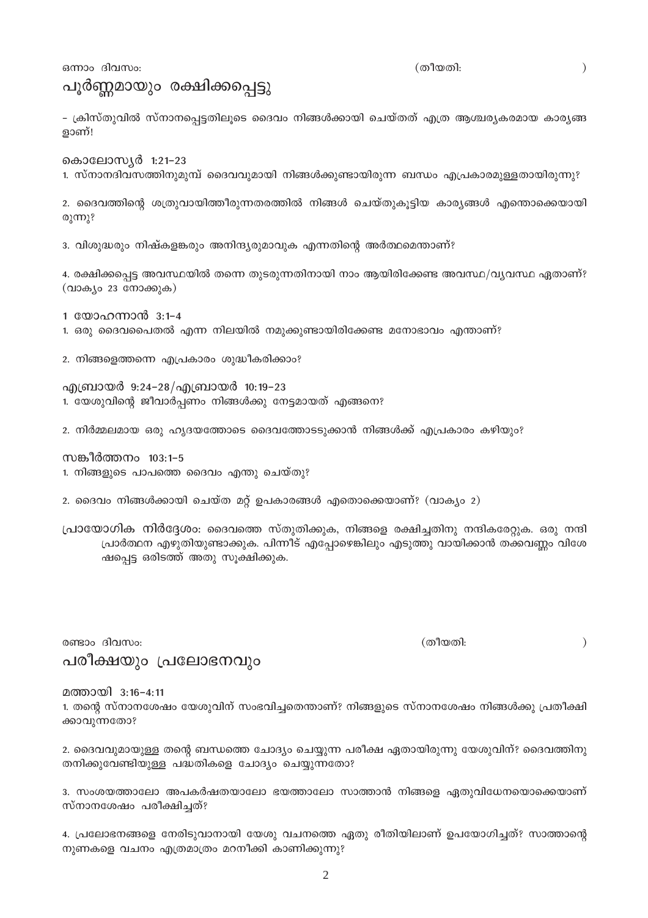ഒന്നാം ദിവസം: (തീയതി: )

## പൂർണ്ണമായും രക്ഷിക്കപ്പെട്ടു

– ക്രിസ്തുവിൽ സ്നാനപ്പെട്ടതിലൂടെ ദൈവം നിങ്ങൾക്കായി ചെയ്തത് എത്ര ആശ്ചര്യകരമായ കാര്യങ്ങളാണ്!

### കൊലോസ്യർ 1:21–23

1. സ്നാനദിവസത്തിനുമുമ്പ് ദൈവവുമായി നിങ്ങൾക്കുണ്ടായിരുന്ന ബന്ധം എപ്രകാരമുള്ളതായിരുന്നു?

2. ദൈവത്തിന്റെ ശത്രുവായിത്തീരുന്നതരത്തിൽ നിങ്ങൾ ചെയ്തുകൂട്ടിയ കാര്യങ്ങൾ എന്തൊക്കെയായിരുന്നു?

3. വിശുദ്ധരും നിഷ്കളങ്കരും അനിന്ദ്യരുമാവുക എന്നതിന്റെ അർത്ഥമെന്താണ്?

4. രക്ഷിക്കപ്പെട്ട അവസ്ഥയിൽ തന്നെ തുടരുന്നതിനായി നാം ആയിരിക്കേണ്ട അവസ്ഥ/വ്യവസ്ഥ ഏതാണ്? (വാക്യം 23 നോക്കുക)

### 1 യോഹന്നാൻ 3:1–4

1. ഒരു ദൈവപൈതൽ എന്ന നിലയിൽ നമുക്കുണ്ടായിരിക്കേണ്ട മനോഭാവം എന്താണ്?

2. നിങ്ങളെത്തന്നെ എപ്രകാരം ശുദ്ധീകരിക്കാം?

### എബ്രായർ 9:24–28/എബ്രായർ 10:19–23

1. യേശുവിന്റെ ജീവാർപ്പണം നിങ്ങൾക്കു നേട്ടമായത് എങ്ങനെ?

2. നിർമ്മലമായ ഒരു ഹൃദയത്തോടെ ദൈവത്തോടടുക്കാൻ നിങ്ങൾക്ക് എപ്രകാരം കഴിയും?

### സങ്കീർത്തനം 103:1–5

1. നിങ്ങളുടെ പാപത്തെ ദൈവം എന്തു ചെയ്തു?

2. ദൈവം നിങ്ങൾക്കായി ചെയ്ത മറ്റ് ഉപകാരങ്ങൾ എതൊക്കെയാണ്? (വാക്യം 2)

**പ്രായോഗിക നിർദ്ദേശം:** ദൈവത്തെ സ്തുതിക്കുക, നിങ്ങളെ രക്ഷിച്ചതിനു നന്ദികരേറ്റുക. ഒരു നന്ദി പ്രാർത്ഥന എഴുതിയുണ്ടാക്കുക. പിന്നീട് എപ്പോഴെങ്കിലും എടുത്തു വായിക്കാൻ തക്കവണ്ണം വിശേഷപ്പെട്ട ഒരിടത്ത് അതു സൂക്ഷിക്കുക.

രണ്ടാം ദിവസം: (തീയതി: )

## പരീക്ഷയും പ്രലോഭനവും

### മത്തായി 3:16–4:11

1. തന്റെ സ്നാനശേഷം യേശുവിന് സംഭവിച്ചതെന്താണ്? നിങ്ങളുടെ സ്നാനശേഷം നിങ്ങൾക്കു പ്രതീക്ഷിക്കാവുന്നതോ?

2. ദൈവവുമായുള്ള തന്റെ ബന്ധത്തെ ചോദ്യം ചെയ്യുന്ന പരീക്ഷ ഏതായിരുന്നു യേശുവിന്? ദൈവത്തിനു തനിക്കുവേണ്ടിയുള്ള പദ്ധതികളെ ചോദ്യം ചെയ്യുന്നതോ?

3. സംശയത്താലോ അപകർഷതയാലോ ഭയത്താലോ സാത്താൻ നിങ്ങളെ ഏതുവിധേനയൊക്കെയാണ് സ്നാനശേഷം പരീക്ഷിച്ചത്?

4. പ്രലോഭനങ്ങളെ നേരിടുവാനായി യേശു വചനത്തെ ഏതു രീതിയിലാണ് ഉപയോഗിച്ചത്? സാത്താന്റെ നുണകളെ വചനം എത്രമാത്രം മറനീക്കി കാണിക്കുന്നു?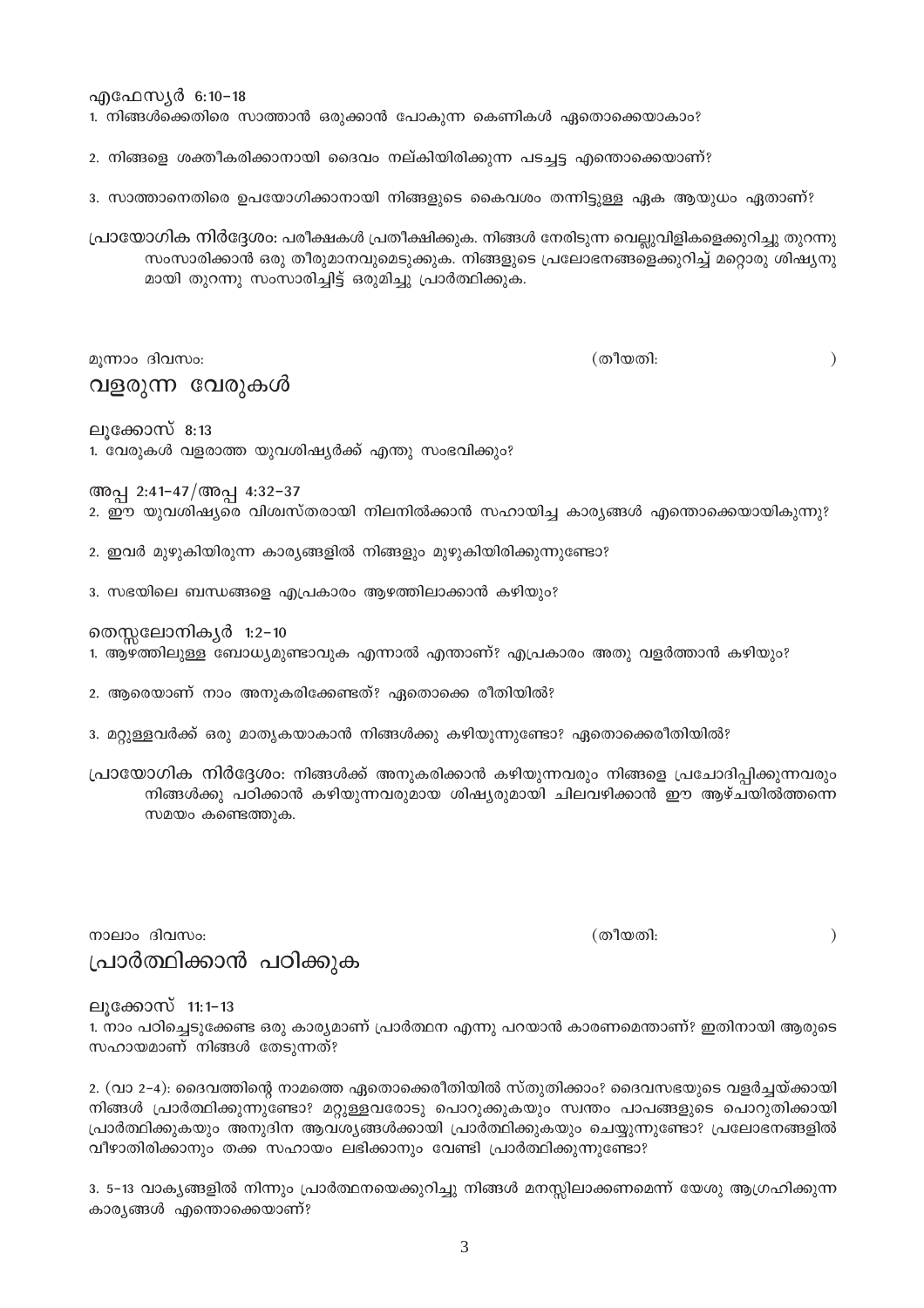എഫേസ്യർ 6:10–18

1. നിങ്ങൾക്കെതിരെ സാത്താൻ ഒരുക്കാൻ പോകുന്ന കെണികൾ ഏതൊക്കെയാകാം?

2. നിങ്ങളെ ശക്തീകരിക്കാനായി ദൈവം നല്കിയിരിക്കുന്ന പടച്ചട്ട എന്തൊക്കെയാണ്?

3. സാത്താനെതിരെ ഉപയോഗിക്കാനായി നിങ്ങളുടെ കൈവശം തന്നിട്ടുള്ള ഏക ആയുധം ഏതാണ്?

**പ്രായോഗിക നിർദ്ദേശം:** പരീക്ഷകൾ പ്രതീക്ഷിക്കുക. നിങ്ങൾ നേരിടുന്ന വെല്ലുവിളികളെക്കുറിച്ചു തുറന്നു സംസാരിക്കാൻ ഒരു തീരുമാനവുമെടുക്കുക. നിങ്ങളുടെ പ്രലോഭനങ്ങളെക്കുറിച്ച് മറ്റൊരു ശിഷ്യനുമായി തുറന്നു സംസാരിച്ചിട്ട് ഒരുമിച്ചു പ്രാർത്ഥിക്കുക.

മൂന്നാം ദിവസം: (തീയതി: )

## വളരുന്ന വേരുകൾ

ലൂക്കോസ് 8:13

1. വേരുകൾ വളരാത്ത യുവശിഷ്യർക്ക് എന്തു സംഭവിക്കും?

അപ്പ 2:41–47/അപ്പ 4:32–37

2. ഈ യുവശിഷ്യരെ വിശ്വസ്തരായി നിലനിൽക്കാൻ സഹായിച്ച കാര്യങ്ങൾ എന്തൊക്കെയായികുന്നു?

2. ഇവർ മുഴുകിയിരുന്ന കാര്യങ്ങളിൽ നിങ്ങളും മുഴുകിയിരിക്കുന്നുണ്ടോ?

3. സഭയിലെ ബന്ധങ്ങളെ എപ്രകാരം ആഴത്തിലാക്കാൻ കഴിയും?

തെസ്സലോനികൃർ 1:2–10

1. ആഴത്തിലുള്ള ബോധ്യമുണ്ടാവുക എന്നാൽ എന്താണ്? എപ്രകാരം അതു വളർത്താൻ കഴിയും?

2. ആരെയാണ് നാം അനുകരിക്കേണ്ടത്? ഏതൊക്കെ രീതിയിൽ?

3. മറ്റുള്ളവർക്ക് ഒരു മാതൃകയാകാൻ നിങ്ങൾക്കു കഴിയുന്നുണ്ടോ? ഏതൊക്കെരീതിയിൽ?

**പ്രായോഗിക നിർദ്ദേശം:** നിങ്ങൾക്ക് അനുകരിക്കാൻ കഴിയുന്നവരും നിങ്ങളെ പ്രചോദിപ്പിക്കുന്നവരും നിങ്ങൾക്കു പഠിക്കാൻ കഴിയുന്നവരുമായ ശിഷ്യരുമായി ചിലവഴിക്കാൻ ഈ ആഴ്ചയിൽത്തന്നെ സമയം കണ്ടെത്തുക.

നാലാം ദിവസം: (തീയതി: )

## പ്രാർത്ഥിക്കാൻ പഠിക്കുക

ലൂക്കോസ് 11:1–13

1. നാം പഠിച്ചെടുക്കേണ്ട ഒരു കാര്യമാണ് പ്രാർത്ഥന എന്നു പറയാൻ കാരണമെന്താണ്? ഇതിനായി ആരുടെ സഹായമാണ് നിങ്ങൾ തേടുന്നത്?

2. (വാ 2–4): ദൈവത്തിന്റെ നാമത്തെ ഏതൊക്കെരീതിയിൽ സ്തുതിക്കാം? ദൈവസഭയുടെ വളർച്ചയ്ക്കായി നിങ്ങൾ പ്രാർത്ഥിക്കുന്നുണ്ടോ? മറ്റുള്ളവരോടു പൊറുക്കുകയും സ്വന്തം പാപങ്ങളുടെ പൊറുതിക്കായി പ്രാർത്ഥിക്കുകയും അനുദിന ആവശ്യങ്ങൾക്കായി പ്രാർത്ഥിക്കുകയും ചെയ്യുന്നുണ്ടോ? പ്രലോഭനങ്ങളിൽ വീഴാതിരിക്കാനും തക്ക സഹായം ലഭിക്കാനും വേണ്ടി പ്രാർത്ഥിക്കുന്നുണ്ടോ?

3. 5–13 വാക്യങ്ങളിൽ നിന്നും പ്രാർത്ഥനയെക്കുറിച്ചു നിങ്ങൾ മനസ്സിലാക്കണമെന്ന് യേശു ആഗ്രഹിക്കുന്ന കാര്യങ്ങൾ എന്തൊക്കെയാണ്?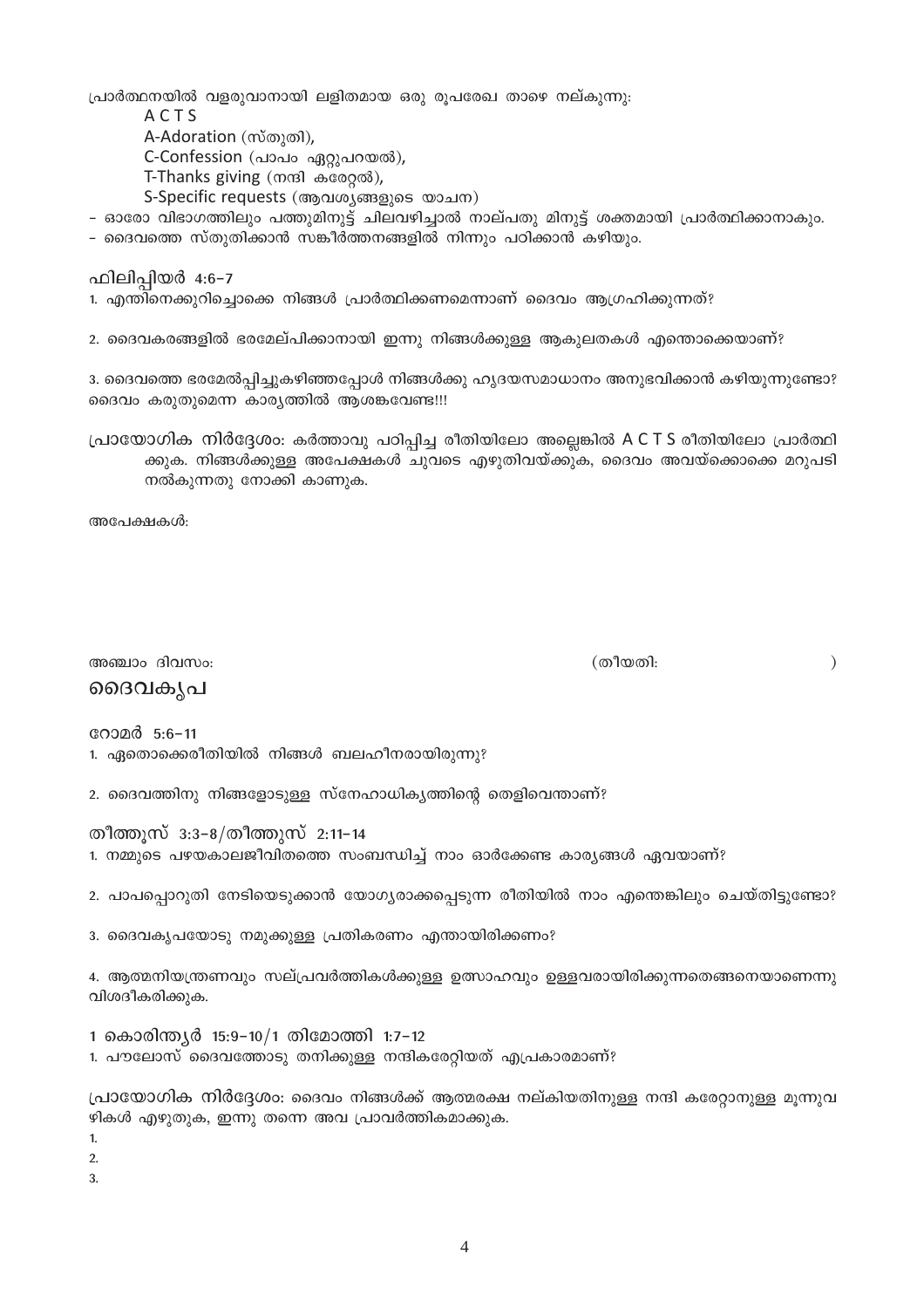പ്രാർത്ഥനയിൽ വളരുവാനായി ലളിതമായ ഒരു രൂപരേഖ താഴെ നല്കുന്നു:

A C T S

A-Adoration (സ്തുതി),

C-Confession (പാപം ഏറ്റുപറയൽ),

T-Thanks giving (നന്ദി കരേറ്റൽ),

S-Specific requests (ആവശ്യങ്ങളുടെ യാചന)

- ഓരോ വിഭാഗത്തിലും പത്തുമിനുട്ട് ചിലവഴിച്ചാൽ നാല്പതു മിനുട്ട് ശക്തമായി പ്രാർത്ഥിക്കാനാകും.
- ദൈവത്തെ സ്തുതിക്കാൻ സങ്കീർത്തനങ്ങളിൽ നിന്നും പഠിക്കാൻ കഴിയും.

ഫിലിപ്പിയർ 4:6-7

1. എന്തിനെക്കുറിച്ചൊക്കെ നിങ്ങൾ പ്രാർത്ഥിക്കണമെന്നാണ് ദൈവം ആഗ്രഹിക്കുന്നത്?

2. ദൈവകരങ്ങളിൽ ഭരമേല്പിക്കാനായി ഇന്നു നിങ്ങൾക്കുള്ള ആകുലതകൾ എന്തൊക്കെയാണ്?

3. ദൈവത്തെ ഭരമേൽപ്പിച്ചുകഴിഞ്ഞപ്പോൾ നിങ്ങൾക്കു ഹൃദയസമാധാനം അനുഭവിക്കാൻ കഴിയുന്നുണ്ടോ? ദൈവം കരുതുമെന്ന കാര്യത്തിൽ ആശങ്കവേണ്ട!!!

പ്രായോഗിക നിർദ്ദേശം: കർത്താവു പഠിപ്പിച്ച രീതിയിലോ അല്ലെങ്കിൽ A C T S രീതിയിലോ പ്രാർത്ഥിക്കുക. നിങ്ങൾക്കുള്ള അപേക്ഷകൾ ചുവടെ എഴുതിവയ്ക്കുക, ദൈവം അവയ്ക്കൊക്കെ മറുപടി നൽകുന്നതു നോക്കി കാണുക.

അപേക്ഷകൾ:

അഞ്ചാം ദിവസം: (തീയതി: )

## ദൈവകൃപ

റോമർ 5:6-11

1. ഏതൊക്കെരീതിയിൽ നിങ്ങൾ ബലഹീനരായിരുന്നു?

2. ദൈവത്തിനു നിങ്ങളോടുള്ള സ്നേഹാധിക്യത്തിന്റെ തെളിവെന്താണ്?

തീത്തൂസ് 3:3-8/തീത്തൂസ് 2:11-14

1. നമ്മുടെ പഴയകാലജീവിതത്തെ സംബന്ധിച്ച് നാം ഓർക്കേണ്ട കാര്യങ്ങൾ ഏവയാണ്?

2. പാപപ്പൊറുതി നേടിയെടുക്കാൻ യോഗ്യരാക്കപ്പെടുന്ന രീതിയിൽ നാം എന്തെങ്കിലും ചെയ്തിട്ടുണ്ടോ?

3. ദൈവകൃപയോടു നമുക്കുള്ള പ്രതികരണം എന്തായിരിക്കണം?

4. ആത്മനിയന്ത്രണവും സല്പ്രവർത്തികൾക്കുള്ള ഉത്സാഹവും ഉള്ളവരായിരിക്കുന്നതെങ്ങനെയാണെന്നു വിശദീകരിക്കുക.

1 കൊരിന്ത്യർ 15:9-10/1 തിമോത്തി 1:7-12

1. പൗലോസ് ദൈവത്തോടു തനിക്കുള്ള നന്ദികരേറ്റിയത് എപ്രകാരമാണ്?

പ്രായോഗിക നിർദ്ദേശം: ദൈവം നിങ്ങൾക്ക് ആത്മരക്ഷ നല്കിയതിനുള്ള നന്ദി കരേറ്റാനുള്ള മൂന്നുവഴികൾ എഴുതുക, ഇന്നു തന്നെ അവ പ്രാവർത്തികമാക്കുക.

1.
2.
3.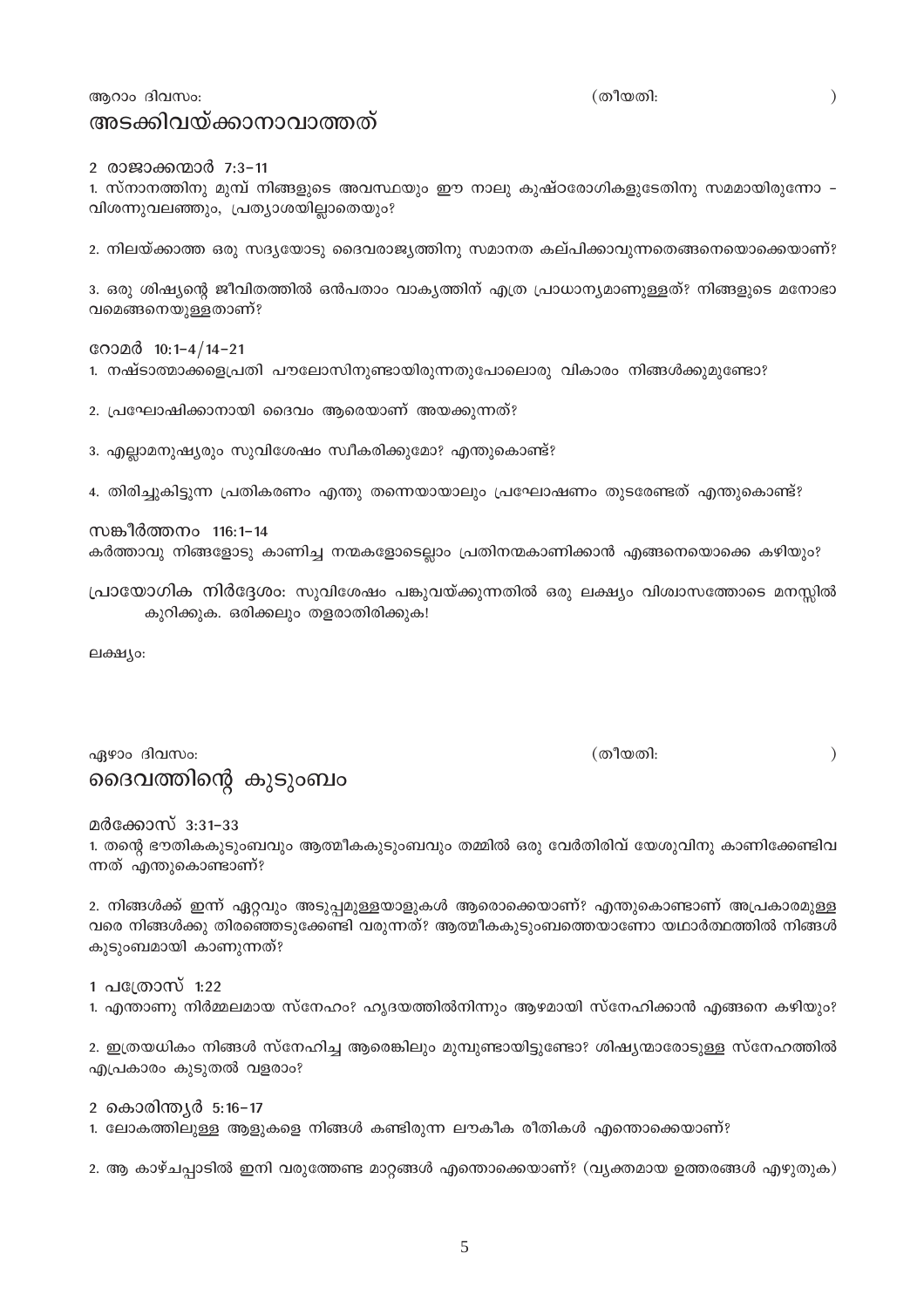ആറാം ദിവസം: (തീയതി: )

## അടക്കിവയ്ക്കാനാവാത്തത്

2 രാജാക്കന്മാർ 7:3–11

1. സ്നാനത്തിനു മുമ്പ് നിങ്ങളുടെ അവസ്ഥയും ഈ നാലു കുഷ്ഠരോഗികളുടേതിനു സമമായിരുന്നോ – വിശന്നുവലഞ്ഞും, പ്രത്യാശയില്ലാതെയും?

2. നിലയ്ക്കാത്ത ഒരു സദ്യയോടു ദൈവരാജ്യത്തിനു സമാനത കല്പിക്കാവുന്നതെങ്ങനെയൊക്കെയാണ്?

3. ഒരു ശിഷ്യന്റെ ജീവിതത്തിൽ ഒൻപതാം വാക്യത്തിന് എത്ര പ്രാധാന്യമാണുള്ളത്? നിങ്ങളുടെ മനോഭാവമെങ്ങനെയുള്ളതാണ്?

റോമർ 10:1–4/14–21

1. നഷ്ടാത്മാക്കളെപ്രതി പൗലോസിനുണ്ടായിരുന്നതുപോലൊരു വികാരം നിങ്ങൾക്കുമുണ്ടോ?

2. പ്രഘോഷിക്കാനായി ദൈവം ആരെയാണ് അയക്കുന്നത്?

3. എല്ലാമനുഷ്യരും സുവിശേഷം സ്വീകരിക്കുമോ? എന്തുകൊണ്ട്?

4. തിരിച്ചുകിട്ടുന്ന പ്രതികരണം എന്തു തന്നെയായാലും പ്രഘോഷണം തുടരേണ്ടത് എന്തുകൊണ്ട്?

സങ്കീർത്തനം 116:1–14

കർത്താവു നിങ്ങളോടു കാണിച്ച നന്മകളോടെല്ലാം പ്രതിനന്മകാണിക്കാൻ എങ്ങനെയൊക്കെ കഴിയും?

പ്രായോഗിക നിർദ്ദേശം: സുവിശേഷം പങ്കുവയ്ക്കുന്നതിൽ ഒരു ലക്ഷ്യം വിശ്വാസത്തോടെ മനസ്സിൽ കുറിക്കുക. ഒരിക്കലും തളരാതിരിക്കുക!

ലക്ഷ്യം:

ഏഴാം ദിവസം: (തീയതി: )

## ദൈവത്തിന്റെ കുടുംബം

മർക്കോസ് 3:31–33

1. തന്റെ ഭൗതികകുടുംബവും ആത്മീകകുടുംബവും തമ്മിൽ ഒരു വേർതിരിവ് യേശുവിനു കാണിക്കേണ്ടിവന്നത് എന്തുകൊണ്ടാണ്?

2. നിങ്ങൾക്ക് ഇന്ന് ഏറ്റവും അടുപ്പമുള്ളയാളുകൾ ആരൊക്കെയാണ്? എന്തുകൊണ്ടാണ് അപ്രകാരമുള്ളവരെ നിങ്ങൾക്കു തിരഞ്ഞെടുക്കേണ്ടി വരുന്നത്? ആത്മീകകുടുംബത്തെയാണോ യഥാർത്ഥത്തിൽ നിങ്ങൾ കുടുംബമായി കാണുന്നത്?

1 പത്രോസ് 1:22

1. എന്താണു നിർമ്മലമായ സ്നേഹം? ഹൃദയത്തിൽനിന്നും ആഴമായി സ്നേഹിക്കാൻ എങ്ങനെ കഴിയും?

2. ഇത്രയധികം നിങ്ങൾ സ്നേഹിച്ച ആരെങ്കിലും മുമ്പുണ്ടായിട്ടുണ്ടോ? ശിഷ്യന്മാരോടുള്ള സ്നേഹത്തിൽ എപ്രകാരം കുടുതൽ വളരാം?

2 കൊരിന്ത്യർ 5:16–17

1. ലോകത്തിലുള്ള ആളുകളെ നിങ്ങൾ കണ്ടിരുന്ന ലൗകീക രീതികൾ എന്തൊക്കെയാണ്?

2. ആ കാഴ്ചപ്പാടിൽ ഇനി വരുത്തേണ്ട മാറ്റങ്ങൾ എന്തൊക്കെയാണ്? (വ്യക്തമായ ഉത്തരങ്ങൾ എഴുതുക)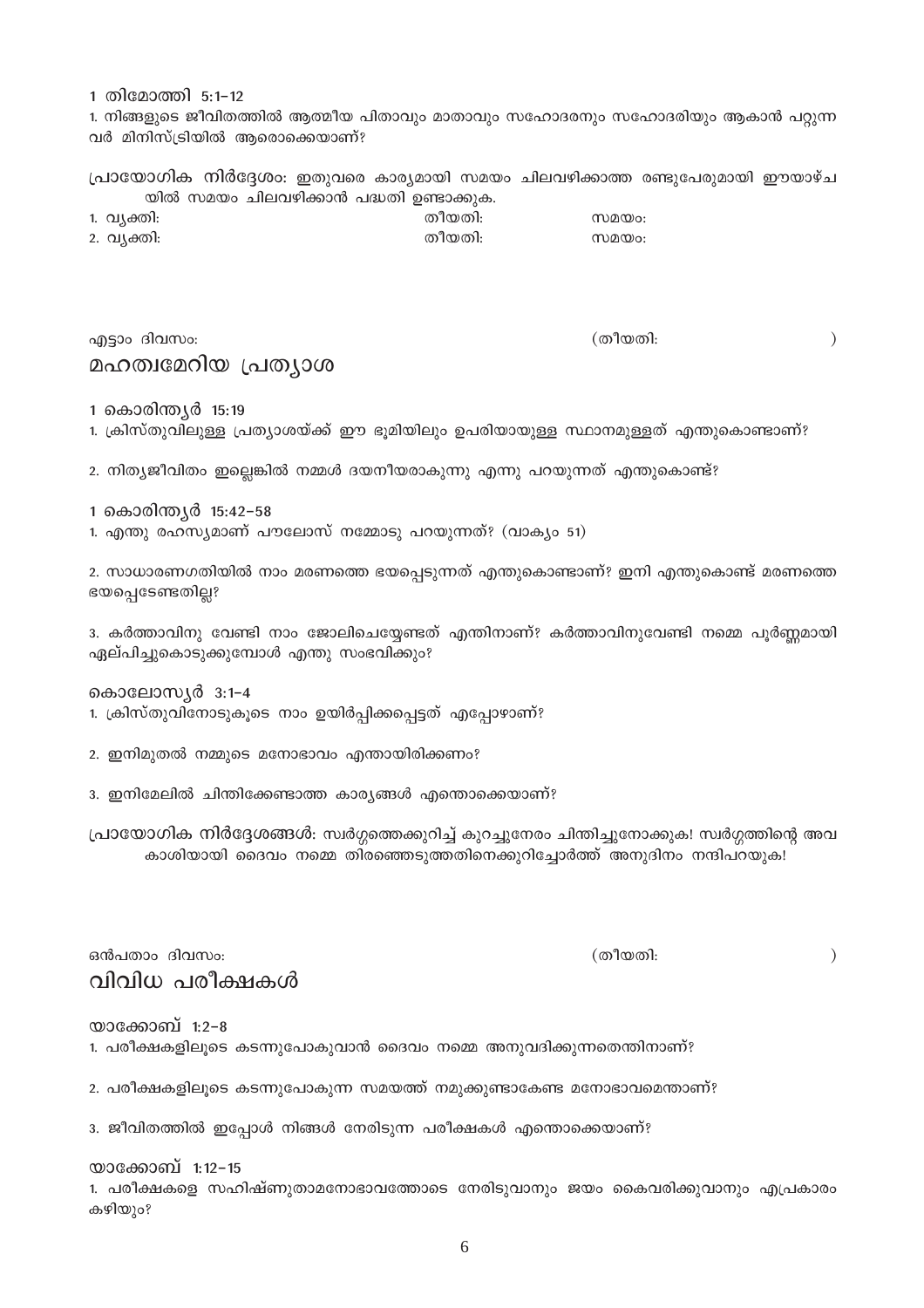1 തിമോത്തി 5:1-12

1. നിങ്ങളുടെ ജീവിതത്തിൽ ആത്മീയ പിതാവും മാതാവും സഹോദരനും സഹോദരിയും ആകാൻ പറ്റുന്ന വർ മിനിസ്ട്രിയിൽ ആരൊക്കെയാണ്?

പ്രായോഗിക നിർദ്ദേശം: ഇതുവരെ കാര്യമായി സമയം ചിലവഴിക്കാത്ത രണ്ടുപേരുമായി ഈയാഴ്ച യിൽ സമയം ചിലവഴിക്കാൻ പദ്ധതി ഉണ്ടാക്കുക.

| | | |
|---|---|---|
| 1. വ്യക്തി: | തീയതി: | സമയം: |
| 2. വ്യക്തി: | തീയതി: | സമയം: |

എട്ടാം ദിവസം: (തീയതി: )

## മഹത്വമേറിയ പ്രത്യാശ

1 കൊരിന്ത്യർ 15:19

1. ക്രിസ്തുവിലുള്ള പ്രത്യാശയ്ക്ക് ഈ ഭൂമിയിലും ഉപരിയായുള്ള സ്ഥാനമുള്ളത് എന്തുകൊണ്ടാണ്?

2. നിത്യജീവിതം ഇല്ലെങ്കിൽ നമ്മൾ ദയനീയരാകുന്നു എന്നു പറയുന്നത് എന്തുകൊണ്ട്?

1 കൊരിന്ത്യർ 15:42-58

1. എന്തു രഹസ്യമാണ് പൗലോസ് നമ്മോടു പറയുന്നത്? (വാക്യം 51)

2. സാധാരണഗതിയിൽ നാം മരണത്തെ ഭയപ്പെടുന്നത് എന്തുകൊണ്ടാണ്? ഇനി എന്തുകൊണ്ട് മരണത്തെ ഭയപ്പെടേണ്ടതില്ല?

3. കർത്താവിനു വേണ്ടി നാം ജോലിചെയ്യേണ്ടത് എന്തിനാണ്? കർത്താവിനുവേണ്ടി നമ്മെ പൂർണ്ണമായി ഏല്പിച്ചുകൊടുക്കുമ്പോൾ എന്തു സംഭവിക്കും?

കൊലോസ്യർ 3:1-4

1. ക്രിസ്തുവിനോടുകൂടെ നാം ഉയിർപ്പിക്കപ്പെട്ടത് എപ്പോഴാണ്?

2. ഇനിമുതൽ നമ്മുടെ മനോഭാവം എന്തായിരിക്കണം?

3. ഇനിമേലിൽ ചിന്തിക്കേണ്ടാത്ത കാര്യങ്ങൾ എന്തൊക്കെയാണ്?

പ്രായോഗിക നിർദ്ദേശങ്ങൾ: സ്വർഗ്ഗത്തെക്കുറിച്ച് കുറച്ചുനേരം ചിന്തിച്ചുനോക്കുക! സ്വർഗ്ഗത്തിന്റെ അവ കാശിയായി ദൈവം നമ്മെ തിരഞ്ഞെടുത്തതിനെക്കുറിച്ചോർത്ത് അനുദിനം നന്ദിപറയുക!

ഒൻപതാം ദിവസം: (തീയതി: )

## വിവിധ പരീക്ഷകൾ

യാക്കോബ് 1:2-8

1. പരീക്ഷകളിലൂടെ കടന്നുപോകുവാൻ ദൈവം നമ്മെ അനുവദിക്കുന്നതെന്തിനാണ്?

2. പരീക്ഷകളിലൂടെ കടന്നുപോകുന്ന സമയത്ത് നമുക്കുണ്ടാകേണ്ട മനോഭാവമെന്താണ്?

3. ജീവിതത്തിൽ ഇപ്പോൾ നിങ്ങൾ നേരിടുന്ന പരീക്ഷകൾ എന്തൊക്കെയാണ്?

യാക്കോബ് 1:12-15

1. പരീക്ഷകളെ സഹിഷ്ണുതാമനോഭാവത്തോടെ നേരിടുവാനും ജയം കൈവരിക്കുവാനും എപ്രകാരം കഴിയും?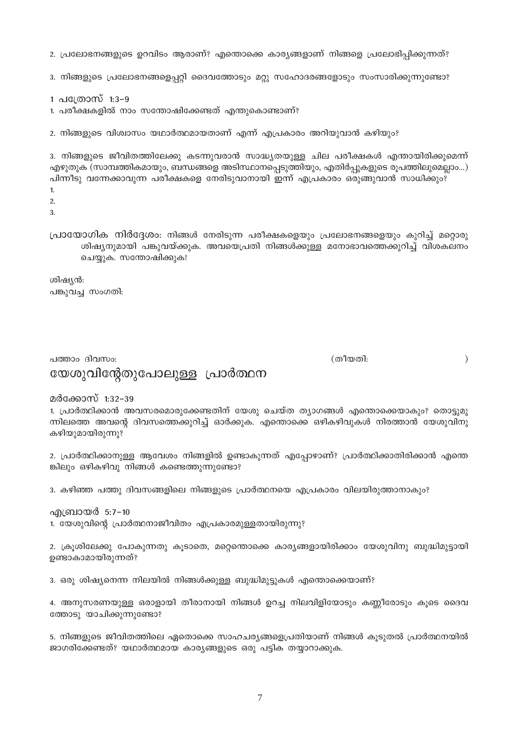2. പ്രലോഭനങ്ങളുടെ ഉറവിടം ആരാണ്? എന്തൊക്കെ കാര്യങ്ങളാണ് നിങ്ങളെ പ്രലോഭിപ്പിക്കുന്നത്?

3. നിങ്ങളുടെ പ്രലോഭനങ്ങളെപ്പറ്റി ദൈവത്തോടും മറ്റു സഹോദരങ്ങളോടും സംസാരിക്കുന്നുണ്ടോ?

1 പത്രോസ് 1:3–9

1. പരീക്ഷകളിൽ നാം സന്തോഷിക്കേണ്ടത് എന്തുകൊണ്ടാണ്?

2. നിങ്ങളുടെ വിശ്വാസം യഥാർത്ഥമായതാണ് എന്ന് എപ്രകാരം അറിയുവാൻ കഴിയും?

3. നിങ്ങളുടെ ജീവിതത്തിലേക്കു കടന്നുവരാൻ സാദ്ധ്യതയുള്ള ചില പരീക്ഷകൾ എന്തായിരിക്കുമെന്ന് എഴുതുക (സാമ്പത്തികമായും, ബന്ധങ്ങളെ അടിസ്ഥാനപ്പെടുത്തിയും, എതിർപ്പുകളുടെ രൂപത്തിലുമെല്ലാം...) പിന്നീടു വന്നേക്കാവുന്ന പരീക്ഷകളെ നേരിടുവാനായി ഇന്ന് എപ്രകാരം ഒരുങ്ങുവാൻ സാധിക്കും?

1.

2.

3.

പ്രായോഗിക നിർദ്ദേശം: നിങ്ങൾ നേരിടുന്ന പരീക്ഷകളെയും പ്രലോഭനങ്ങളെയും കുറിച്ച് മറ്റൊരു ശിഷ്യനുമായി പങ്കുവയ്ക്കുക. അവയെപ്രതി നിങ്ങൾക്കുള്ള മനോഭാവത്തെക്കുറിച്ച് വിശകലനം ചെയ്യുക. സന്തോഷിക്കുക!

ശിഷ്യൻ:

പങ്കുവച്ച സംഗതി:

പത്താം ദിവസം: (തീയതി: )

## യേശുവിന്റേതുപോലുള്ള പ്രാർത്ഥന

മർക്കോസ് 1:32–39

1. പ്രാർത്ഥിക്കാൻ അവസരമൊരുക്കേണ്ടതിന് യേശു ചെയ്ത ത്യാഗങ്ങൾ എന്തൊക്കെയാകും? തൊട്ടുമുന്നിലത്തെ അവന്റെ ദിവസത്തെക്കുറിച്ച് ഓർക്കുക. എന്തൊക്കെ ഒഴികഴിവുകൾ നിരത്താൻ യേശുവിനു കഴിയുമായിരുന്നു?

2. പ്രാർത്ഥിക്കാനുള്ള ആവേശം നിങ്ങളിൽ ഉണ്ടാകുന്നത് എപ്പോഴാണ്? പ്രാർത്ഥിക്കാതിരിക്കാൻ എന്തെങ്കിലും ഒഴികഴിവു നിങ്ങൾ കണ്ടെത്തുന്നുണ്ടോ?

3. കഴിഞ്ഞ പത്തു ദിവസങ്ങളിലെ നിങ്ങളുടെ പ്രാർത്ഥനയെ എപ്രകാരം വിലയിരുത്താനാകും?

എബ്രായർ 5:7–10

1. യേശുവിന്റെ പ്രാർത്ഥനാജീവിതം എപ്രകാരമുള്ളതായിരുന്നു?

2. ക്രൂശിലേക്കു പോകുന്നതു കൂടാതെ, മറ്റെന്തൊക്കെ കാര്യങ്ങളായിരിക്കാം യേശുവിനു ബുദ്ധിമുട്ടായി ഉണ്ടാകാമായിരുന്നത്?

3. ഒരു ശിഷ്യനെന്ന നിലയിൽ നിങ്ങൾക്കുള്ള ബുദ്ധിമുട്ടുകൾ എന്തൊക്കെയാണ്?

4. അനുസരണയുള്ള ഒരാളായി തീരാനായി നിങ്ങൾ ഉറച്ച നിലവിളിയോടും കണ്ണീരോടും കൂടെ ദൈവത്തോടു യാചിക്കുന്നുണ്ടോ?

5. നിങ്ങളുടെ ജീവിതത്തിലെ ഏതൊക്കെ സാഹചര്യങ്ങളെപ്രതിയാണ് നിങ്ങൾ കൂടുതൽ പ്രാർത്ഥനയിൽ ജാഗരിക്കേണ്ടത്? യഥാർത്ഥമായ കാര്യങ്ങളുടെ ഒരു പട്ടിക തയ്യാറാക്കുക.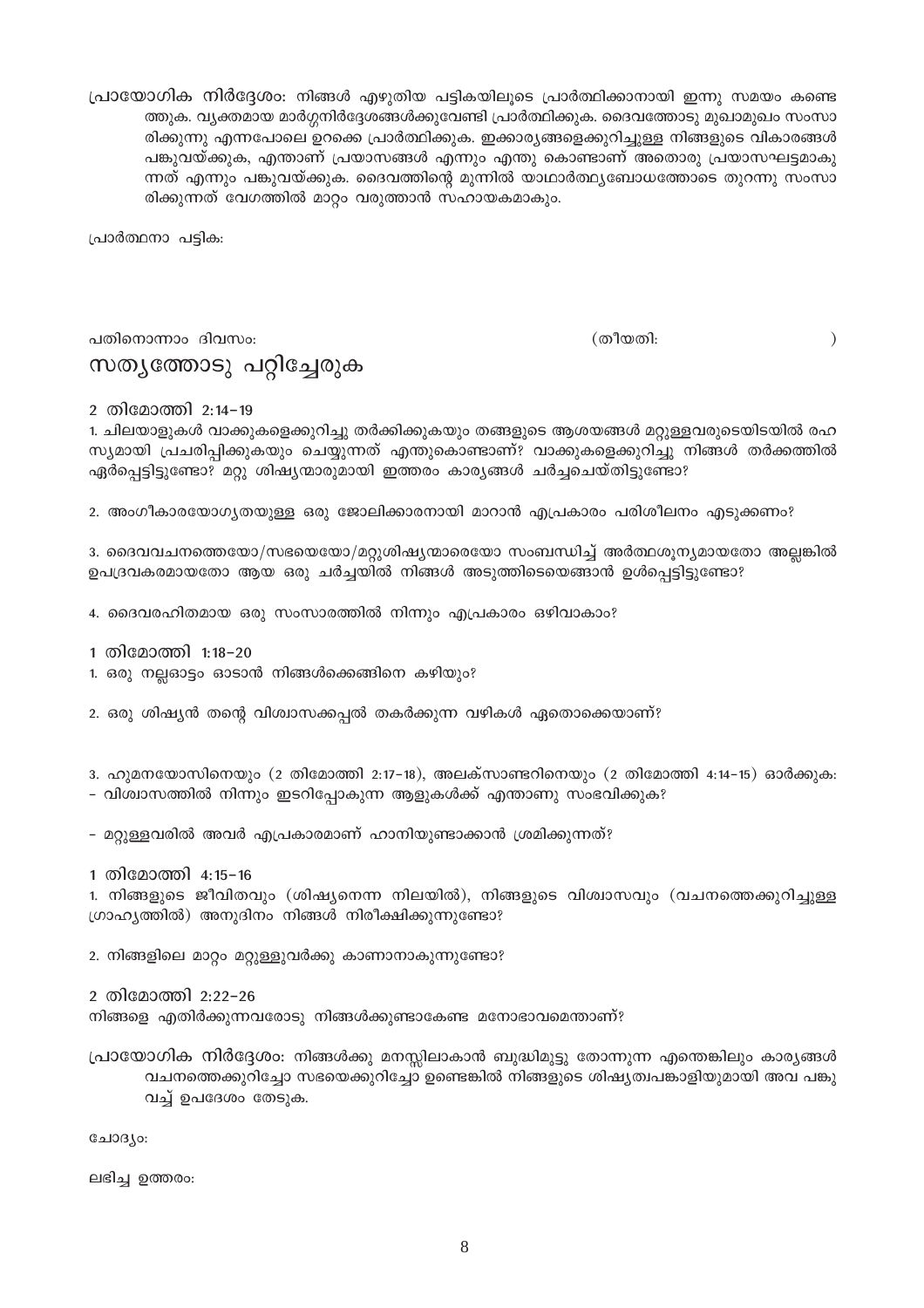**പ്രായോഗിക നിർദ്ദേശം:** നിങ്ങൾ എഴുതിയ പട്ടികയിലൂടെ പ്രാർത്ഥിക്കാനായി ഇന്നു സമയം കണ്ടെത്തുക. വ്യക്തമായ മാർഗ്ഗനിർദ്ദേശങ്ങൾക്കുവേണ്ടി പ്രാർത്ഥിക്കുക. ദൈവത്തോടു മുഖാമുഖം സംസാരിക്കുന്നു എന്നപോലെ ഉറക്കെ പ്രാർത്ഥിക്കുക. ഇക്കാര്യങ്ങളെക്കുറിച്ചുള്ള നിങ്ങളുടെ വികാരങ്ങൾ പങ്കുവയ്ക്കുക, എന്താണ് പ്രയാസങ്ങൾ എന്നും എന്തു കൊണ്ടാണ് അതൊരു പ്രയാസഘട്ടമാകുന്നത് എന്നും പങ്കുവയ്ക്കുക. ദൈവത്തിന്റെ മുന്നിൽ യാഥാർത്ഥ്യബോധത്തോടെ തുറന്നു സംസാരിക്കുന്നത് വേഗത്തിൽ മാറ്റം വരുത്താൻ സഹായകമാകും.

പ്രാർത്ഥനാ പട്ടിക:

പതിനൊന്നാം ദിവസം: (തീയതി: )

## സത്യത്തോടു പറ്റിച്ചേരുക

**2 തിമോത്തി 2:14–19**

1. ചിലയാളുകൾ വാക്കുകളെക്കുറിച്ചു തർക്കിക്കുകയും തങ്ങളുടെ ആശയങ്ങൾ മറ്റുള്ളവരുടെയിടയിൽ രഹസ്യമായി പ്രചരിപ്പിക്കുകയും ചെയ്യുന്നത് എന്തുകൊണ്ടാണ്? വാക്കുകളെക്കുറിച്ചു നിങ്ങൾ തർക്കത്തിൽ ഏർപ്പെട്ടിട്ടുണ്ടോ? മറ്റു ശിഷ്യന്മാരുമായി ഇത്തരം കാര്യങ്ങൾ ചർച്ചചെയ്തിട്ടുണ്ടോ?

2. അംഗീകാരയോഗ്യതയുള്ള ഒരു ജോലിക്കാരനായി മാറാൻ എപ്രകാരം പരിശീലനം എടുക്കണം?

3. ദൈവവചനത്തെയോ/സഭയെയോ/മറ്റുശിഷ്യന്മാരെയോ സംബന്ധിച്ച് അർത്ഥശൂന്യമായതോ അല്ലങ്കിൽ ഉപദ്രവകരമായതോ ആയ ഒരു ചർച്ചയിൽ നിങ്ങൾ അടുത്തിടെയെങ്ങാൻ ഉൾപ്പെട്ടിട്ടുണ്ടോ?

4. ദൈവരഹിതമായ ഒരു സംസാരത്തിൽ നിന്നും എപ്രകാരം ഒഴിവാകാം?

**1 തിമോത്തി 1:18–20**

1. ഒരു നല്ലഓട്ടം ഓടാൻ നിങ്ങൾക്കെങ്ങിനെ കഴിയും?

2. ഒരു ശിഷ്യൻ തന്റെ വിശ്വാസക്കപ്പൽ തകർക്കുന്ന വഴികൾ ഏതൊക്കെയാണ്?

3. ഹുമനയോസിനെയും (2 തിമോത്തി 2:17–18), അലക്സാണ്ടറിനെയും (2 തിമോത്തി 4:14–15) ഓർക്കുക:
   - വിശ്വാസത്തിൽ നിന്നും ഇടറിപ്പോകുന്ന ആളുകൾക്ക് എന്താണു സംഭവിക്കുക?
   - മറ്റുള്ളവരിൽ അവർ എപ്രകാരമാണ് ഹാനിയുണ്ടാക്കാൻ ശ്രമിക്കുന്നത്?

**1 തിമോത്തി 4:15–16**

1. നിങ്ങളുടെ ജീവിതവും (ശിഷ്യനെന്ന നിലയിൽ), നിങ്ങളുടെ വിശ്വാസവും (വചനത്തെക്കുറിച്ചുള്ള ഗ്രാഹ്യത്തിൽ) അനുദിനം നിങ്ങൾ നിരീക്ഷിക്കുന്നുണ്ടോ?

2. നിങ്ങളിലെ മാറ്റം മറ്റുള്ളുവർക്കു കാണാനാകുന്നുണ്ടോ?

**2 തിമോത്തി 2:22–26**

നിങ്ങളെ എതിർക്കുന്നവരോടു നിങ്ങൾക്കുണ്ടാകേണ്ട മനോഭാവമെന്താണ്?

**പ്രായോഗിക നിർദ്ദേശം:** നിങ്ങൾക്കു മനസ്സിലാകാൻ ബുദ്ധിമുട്ടു തോന്നുന്ന എന്തെങ്കിലും കാര്യങ്ങൾ വചനത്തെക്കുറിച്ചോ സഭയെക്കുറിച്ചോ ഉണ്ടെങ്കിൽ നിങ്ങളുടെ ശിഷ്യത്വപങ്കാളിയുമായി അവ പങ്കുവച്ച് ഉപദേശം തേടുക.

ചോദ്യം:

ലഭിച്ച ഉത്തരം: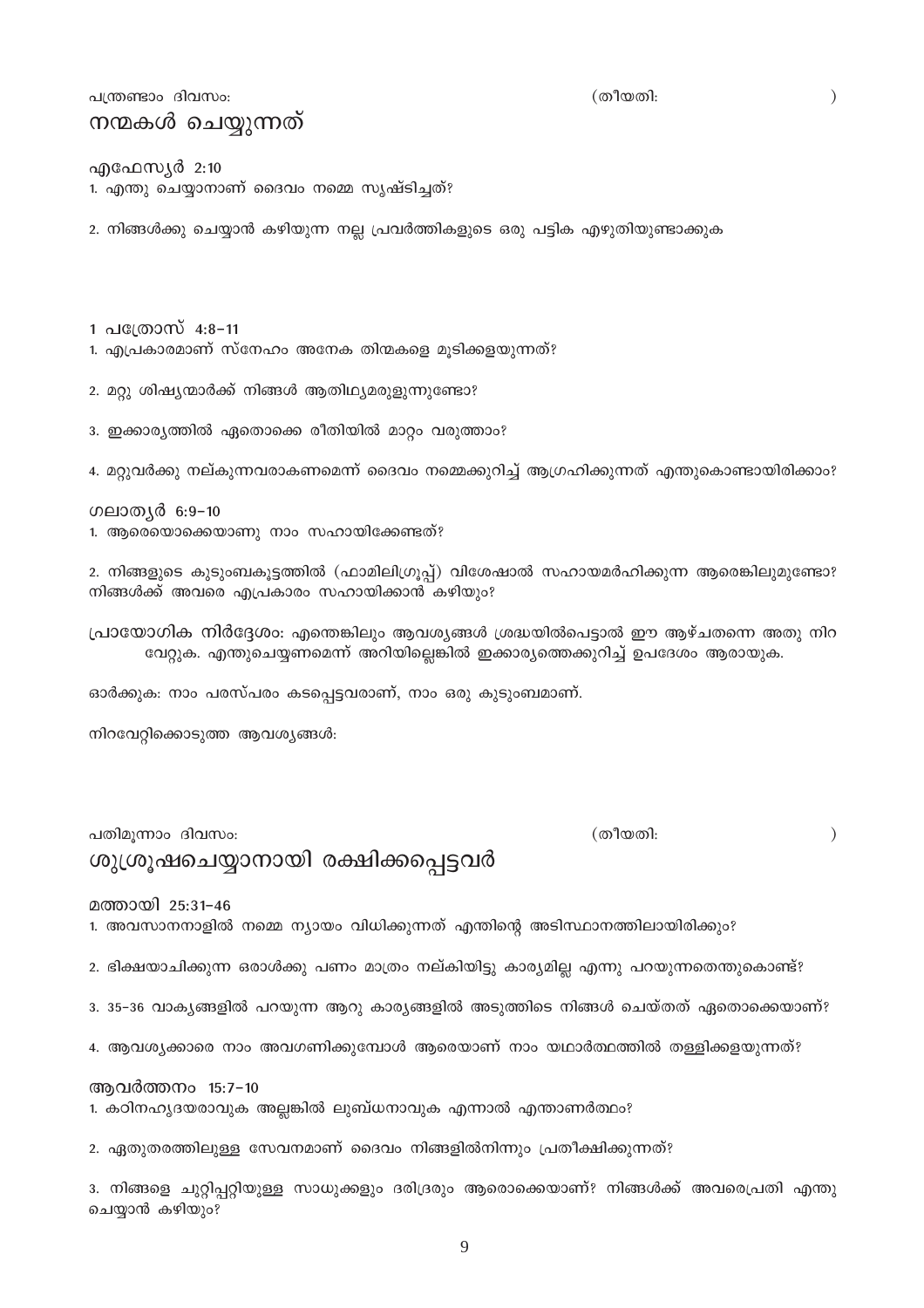പന്ത്രണ്ടാം ദിവസം: (തീയതി: )

## നന്മകൾ ചെയ്യുന്നത്

എഫേസ്യർ 2:10

1. എന്തു ചെയ്യാനാണ് ദൈവം നമ്മെ സൃഷ്ടിച്ചത്?

2. നിങ്ങൾക്കു ചെയ്യാൻ കഴിയുന്ന നല്ല പ്രവർത്തികളുടെ ഒരു പട്ടിക എഴുതിയുണ്ടാക്കുക

1 പത്രോസ് 4:8-11

1. എപ്രകാരമാണ് സ്നേഹം അനേക തിന്മകളെ മൂടിക്കളയുന്നത്?

2. മറ്റു ശിഷ്യന്മാർക്ക് നിങ്ങൾ ആതിഥ്യമരുളുന്നുണ്ടോ?

3. ഇക്കാര്യത്തിൽ ഏതൊക്കെ രീതിയിൽ മാറ്റം വരുത്താം?

4. മറ്റുവർക്കു നല്കുന്നവരാകണമെന്ന് ദൈവം നമ്മെക്കുറിച്ച് ആഗ്രഹിക്കുന്നത് എന്തുകൊണ്ടായിരിക്കാം?

ഗലാത്യർ 6:9-10

1. ആരെയൊക്കെയാണു നാം സഹായിക്കേണ്ടത്?

2. നിങ്ങളുടെ കുടുംബകൂട്ടത്തിൽ (ഫാമിലിഗ്രൂപ്പ്) വിശേഷാൽ സഹായമർഹിക്കുന്ന ആരെങ്കിലുമുണ്ടോ? നിങ്ങൾക്ക് അവരെ എപ്രകാരം സഹായിക്കാൻ കഴിയും?

പ്രായോഗിക നിർദ്ദേശം: എന്തെങ്കിലും ആവശ്യങ്ങൾ ശ്രദ്ധയിൽപെട്ടാൽ ഈ ആഴ്ചതന്നെ അതു നിറവേറ്റുക. എന്തുചെയ്യണമെന്ന് അറിയില്ലെങ്കിൽ ഇക്കാര്യത്തെക്കുറിച്ച് ഉപദേശം ആരായുക.

ഓർക്കുക: നാം പരസ്പരം കടപ്പെട്ടവരാണ്, നാം ഒരു കുടുംബമാണ്.

നിറവേറ്റിക്കൊടുത്ത ആവശ്യങ്ങൾ:

പതിമൂന്നാം ദിവസം: (തീയതി: )

## ശുശ്രൂഷചെയ്യാനായി രക്ഷിക്കപ്പെട്ടവർ

മത്തായി 25:31-46

1. അവസാനനാളിൽ നമ്മെ ന്യായം വിധിക്കുന്നത് എന്തിന്റെ അടിസ്ഥാനത്തിലായിരിക്കും?

2. ഭിക്ഷയാചിക്കുന്ന ഒരാൾക്കു പണം മാത്രം നല്കിയിട്ടു കാര്യമില്ല എന്നു പറയുന്നതെന്തുകൊണ്ട്?

3. 35-36 വാക്യങ്ങളിൽ പറയുന്ന ആറു കാര്യങ്ങളിൽ അടുത്തിടെ നിങ്ങൾ ചെയ്തത് ഏതൊക്കെയാണ്?

4. ആവശ്യക്കാരെ നാം അവഗണിക്കുമ്പോൾ ആരെയാണ് നാം യഥാർത്ഥത്തിൽ തള്ളിക്കളയുന്നത്?

ആവർത്തനം 15:7-10

1. കഠിനഹൃദയരാവുക അല്ലങ്കിൽ ലുബ്ധനാവുക എന്നാൽ എന്താണർത്ഥം?

2. ഏതുതരത്തിലുള്ള സേവനമാണ് ദൈവം നിങ്ങളിൽനിന്നും പ്രതീക്ഷിക്കുന്നത്?

3. നിങ്ങളെ ചുറ്റിപ്പറ്റിയുള്ള സാധുക്കളും ദരിദ്രരും ആരൊക്കെയാണ്? നിങ്ങൾക്ക് അവരെപ്രതി എന്തു ചെയ്യാൻ കഴിയും?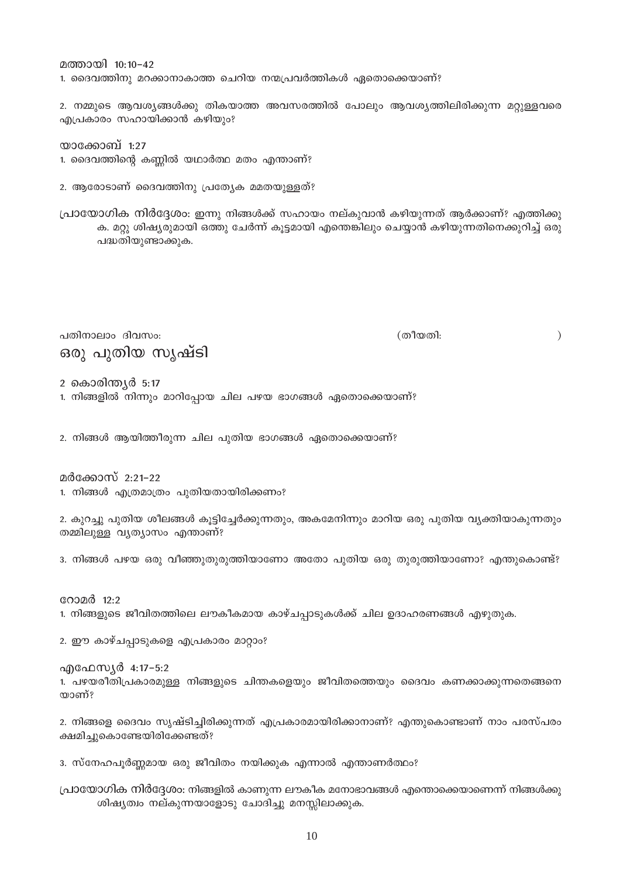മത്തായി 10:10–42

1. ദൈവത്തിനു മറക്കാനാകാത്ത ചെറിയ നന്മപ്രവർത്തികൾ ഏതൊക്കെയാണ്?

2. നമ്മുടെ ആവശ്യങ്ങൾക്കു തികയാത്ത അവസരത്തിൽ പോലും ആവശ്യത്തിലിരിക്കുന്ന മറ്റുള്ളവരെ എപ്രകാരം സഹായിക്കാൻ കഴിയും?

യാക്കോബ് 1:27

1. ദൈവത്തിന്റെ കണ്ണിൽ യഥാർത്ഥ മതം എന്താണ്?

2. ആരോടാണ് ദൈവത്തിനു പ്രത്യേക മമതയുള്ളത്?

പ്രായോഗിക നിർദ്ദേശം: ഇന്നു നിങ്ങൾക്ക് സഹായം നല്കുവാൻ കഴിയുന്നത് ആർക്കാണ്? എത്തിക്കുക. മറ്റു ശിഷ്യരുമായി ഒത്തു ചേർന്ന് കൂട്ടമായി എന്തെങ്കിലും ചെയ്യാൻ കഴിയുന്നതിനെക്കുറിച്ച് ഒരു പദ്ധതിയുണ്ടാക്കുക.

പതിനാലാം ദിവസം: (തീയതി: )

## ഒരു പുതിയ സൃഷ്ടി

2 കൊരിന്ത്യർ 5:17

1. നിങ്ങളിൽ നിന്നും മാറിപ്പോയ ചില പഴയ ഭാഗങ്ങൾ ഏതൊക്കെയാണ്?

2. നിങ്ങൾ ആയിത്തീരുന്ന ചില പുതിയ ഭാഗങ്ങൾ ഏതൊക്കെയാണ്?

മർക്കോസ് 2:21–22

1. നിങ്ങൾ എത്രമാത്രം പുതിയതായിരിക്കണം?

2. കുറച്ചു പുതിയ ശീലങ്ങൾ കൂട്ടിച്ചേർക്കുന്നതും, അകമേനിന്നും മാറിയ ഒരു പുതിയ വ്യക്തിയാകുന്നതും തമ്മിലുള്ള വ്യത്യാസം എന്താണ്?

3. നിങ്ങൾ പഴയ ഒരു വീഞ്ഞുതുരുത്തിയാണോ അതോ പുതിയ ഒരു തുരുത്തിയാണോ? എന്തുകൊണ്ട്?

റോമർ 12:2

1. നിങ്ങളുടെ ജീവിതത്തിലെ ലൗകീകമായ കാഴ്ചപ്പാടുകൾക്ക് ചില ഉദാഹരണങ്ങൾ എഴുതുക.

2. ഈ കാഴ്ചപ്പാടുകളെ എപ്രകാരം മാറ്റാം?

എഫേസ്യർ 4:17–5:2

1. പഴയരീതിപ്രകാരമുള്ള നിങ്ങളുടെ ചിന്തകളെയും ജീവിതത്തെയും ദൈവം കണക്കാക്കുന്നതെങ്ങനെയാണ്?

2. നിങ്ങളെ ദൈവം സൃഷ്ടിച്ചിരിക്കുന്നത് എപ്രകാരമായിരിക്കാനാണ്? എന്തുകൊണ്ടാണ് നാം പരസ്പരം ക്ഷമിച്ചുകൊണ്ടേയിരിക്കേണ്ടത്?

3. സ്നേഹപൂർണ്ണമായ ഒരു ജീവിതം നയിക്കുക എന്നാൽ എന്താണർത്ഥം?

പ്രായോഗിക നിർദ്ദേശം: നിങ്ങളിൽ കാണുന്ന ലൗകീക മനോഭാവങ്ങൾ എന്തൊക്കെയാണെന്ന് നിങ്ങൾക്കു ശിഷ്യത്വം നല്കുന്നയാളോടു ചോദിച്ചു മനസ്സിലാക്കുക.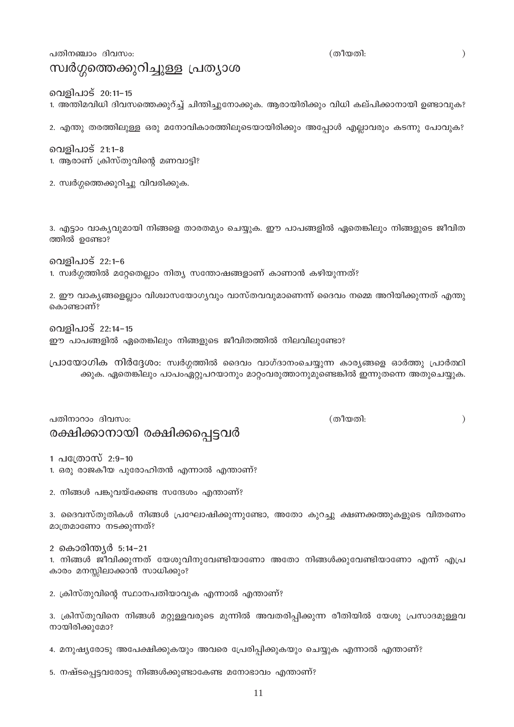പതിനഞ്ചാം ദിവസം: (തീയതി: )

## സ്വർഗ്ഗത്തെക്കുറിച്ചുള്ള പ്രത്യാശ

**വെളിപാട് 20:11–15**

1. അന്തിമവിധി ദിവസത്തെക്കുറിച്ച് ചിന്തിച്ചുനോക്കുക. ആരായിരിക്കും വിധി കല്പിക്കാനായി ഉണ്ടാവുക?

2. എന്തു തരത്തിലുള്ള ഒരു മനോവികാരത്തിലൂടെയായിരിക്കും അപ്പോൾ എല്ലാവരും കടന്നു പോവുക?

**വെളിപാട് 21:1–8**

1. ആരാണ് ക്രിസ്തുവിന്റെ മണവാട്ടി?

2. സ്വർഗ്ഗത്തെക്കുറിച്ചു വിവരിക്കുക.

3. എട്ടാം വാക്യവുമായി നിങ്ങളെ താരതമ്യം ചെയ്യുക. ഈ പാപങ്ങളിൽ ഏതെങ്കിലും നിങ്ങളുടെ ജീവിതത്തിൽ ഉണ്ടോ?

**വെളിപാട് 22:1–6**

1. സ്വർഗ്ഗത്തിൽ മറ്റേതെല്ലാം നിത്യ സന്തോഷങ്ങളാണ് കാണാൻ കഴിയുന്നത്?

2. ഈ വാക്യങ്ങളെല്ലാം വിശ്വാസയോഗ്യവും വാസ്തവവുമാണെന്ന് ദൈവം നമ്മെ അറിയിക്കുന്നത് എന്തു കൊണ്ടാണ്?

**വെളിപാട് 22:14–15**

ഈ പാപങ്ങളിൽ ഏതെങ്കിലും നിങ്ങളുടെ ജീവിതത്തിൽ നിലവിലുണ്ടോ?

പ്രായോഗിക നിർദ്ദേശം: സ്വർഗ്ഗത്തിൽ ദൈവം വാഗ്ദാനംചെയ്യുന്ന കാര്യങ്ങളെ ഓർത്തു പ്രാർത്ഥിക്കുക. ഏതെങ്കിലും പാപംഏറ്റുപറയാനും മാറ്റംവരുത്താനുമുണ്ടെങ്കിൽ ഇന്നുതന്നെ അതുചെയ്യുക.

പതിനാറാം ദിവസം: (തീയതി: )

## രക്ഷിക്കാനായി രക്ഷിക്കപ്പെട്ടവർ

**1 പത്രോസ് 2:9–10**

1. ഒരു രാജകീയ പുരോഹിതൻ എന്നാൽ എന്താണ്?

2. നിങ്ങൾ പങ്കുവയ്ക്കേണ്ട സന്ദേശം എന്താണ്?

3. ദൈവസ്തുതികൾ നിങ്ങൾ പ്രഘോഷിക്കുന്നുണ്ടോ, അതോ കുറച്ചു ക്ഷണക്കത്തുകളുടെ വിതരണം മാത്രമാണോ നടക്കുന്നത്?

**2 കൊരിന്ത്യർ 5:14–21**

1. നിങ്ങൾ ജീവിക്കുന്നത് യേശുവിനുവേണ്ടിയാണോ അതോ നിങ്ങൾക്കുവേണ്ടിയാണോ എന്ന് എപ്രകാരം മനസ്സിലാക്കാൻ സാധിക്കും?

2. ക്രിസ്തുവിന്റെ സ്ഥാനപതിയാവുക എന്നാൽ എന്താണ്?

3. ക്രിസ്തുവിനെ നിങ്ങൾ മറ്റുള്ളവരുടെ മുന്നിൽ അവതരിപ്പിക്കുന്ന രീതിയിൽ യേശു പ്രസാദമുള്ളവനായിരിക്കുമോ?

4. മനുഷ്യരോടു അപേക്ഷിക്കുകയും അവരെ പ്രേരിപ്പിക്കുകയും ചെയ്യുക എന്നാൽ എന്താണ്?

5. നഷ്ടപ്പെട്ടവരോടു നിങ്ങൾക്കുണ്ടാകേണ്ട മനോഭാവം എന്താണ്?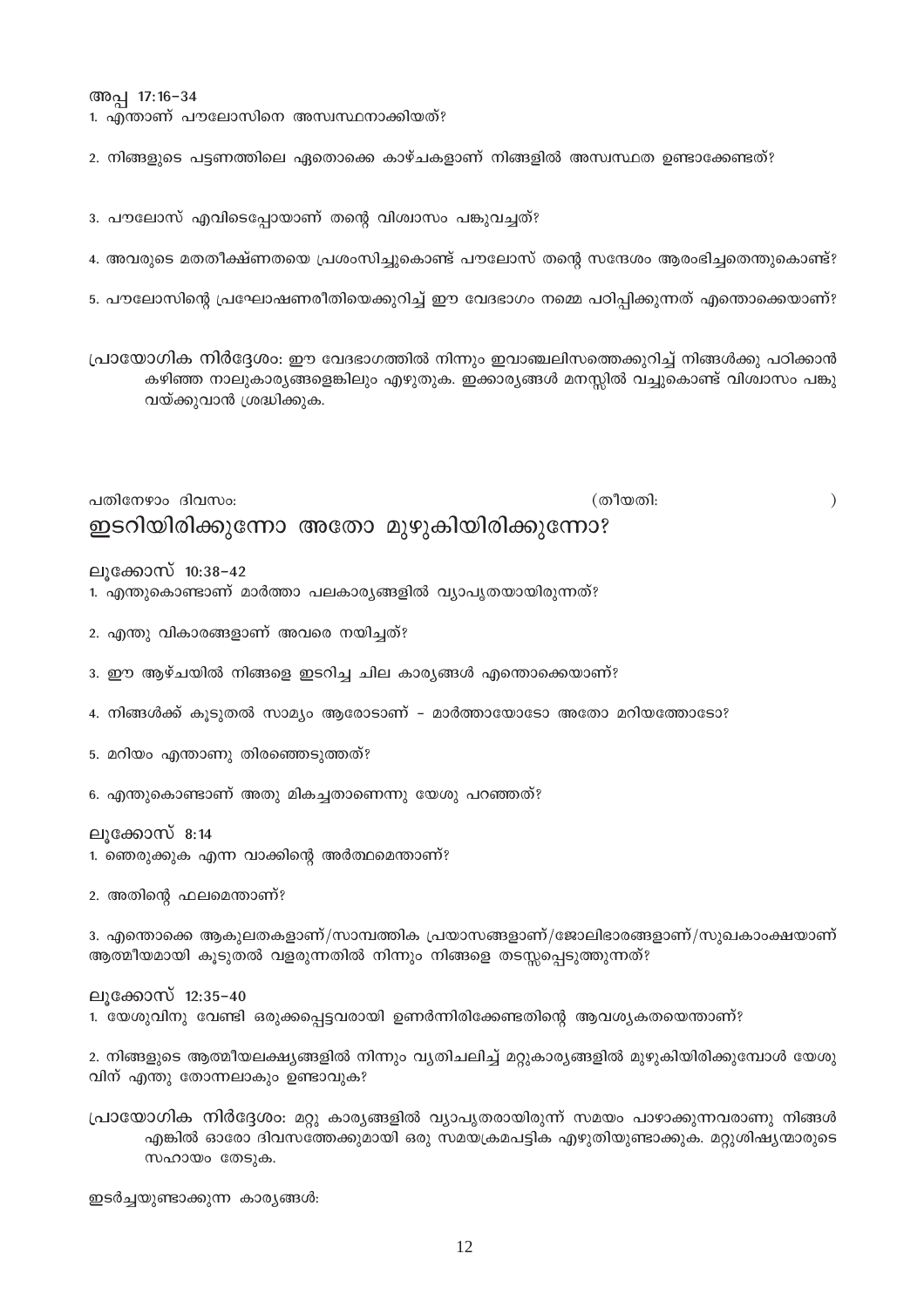അപ്പ 17:16–34

1. എന്താണ് പൗലോസിനെ അസ്വസ്ഥനാക്കിയത്?

2. നിങ്ങളുടെ പട്ടണത്തിലെ ഏതൊക്കെ കാഴ്ചകളാണ് നിങ്ങളിൽ അസ്വസ്ഥത ഉണ്ടാക്കേണ്ടത്?

3. പൗലോസ് എവിടെപ്പോയാണ് തന്റെ വിശ്വാസം പങ്കുവച്ചത്?

4. അവരുടെ മതതീക്ഷ്ണതയെ പ്രശംസിച്ചുകൊണ്ട് പൗലോസ് തന്റെ സന്ദേശം ആരംഭിച്ചതെന്തുകൊണ്ട്?

5. പൗലോസിന്റെ പ്രഘോഷണരീതിയെക്കുറിച്ച് ഈ വേദഭാഗം നമ്മെ പഠിപ്പിക്കുന്നത് എന്തൊക്കെയാണ്?

**പ്രായോഗിക നിർദ്ദേശം:** ഈ വേദഭാഗത്തിൽ നിന്നും ഇവാഞ്ചലിസത്തെക്കുറിച്ച് നിങ്ങൾക്കു പഠിക്കാൻ കഴിഞ്ഞ നാലുകാര്യങ്ങളെങ്കിലും എഴുതുക. ഇക്കാര്യങ്ങൾ മനസ്സിൽ വച്ചുകൊണ്ട് വിശ്വാസം പങ്കുവയ്ക്കുവാൻ ശ്രദ്ധിക്കുക.

പതിനേഴാം ദിവസം: (തീയതി: )

## ഇടറിയിരിക്കുന്നോ അതോ മുഴുകിയിരിക്കുന്നോ?

ലൂക്കോസ് 10:38–42

1. എന്തുകൊണ്ടാണ് മാർത്താ പലകാര്യങ്ങളിൽ വ്യാപൃതയായിരുന്നത്?

2. എന്തു വികാരങ്ങളാണ് അവരെ നയിച്ചത്?

3. ഈ ആഴ്ചയിൽ നിങ്ങളെ ഇടറിച്ച ചില കാര്യങ്ങൾ എന്തൊക്കെയാണ്?

4. നിങ്ങൾക്ക് കൂടുതൽ സാമ്യം ആരോടാണ് – മാർത്തായോടോ അതോ മറിയത്തോടോ?

5. മറിയം എന്താണു തിരഞ്ഞെടുത്തത്?

6. എന്തുകൊണ്ടാണ് അതു മികച്ചതാണെന്നു യേശു പറഞ്ഞത്?

ലൂക്കോസ് 8:14

1. ഞെരുക്കുക എന്ന വാക്കിന്റെ അർത്ഥമെന്താണ്?

2. അതിന്റെ ഫലമെന്താണ്?

3. എന്തൊക്കെ ആകുലതകളാണ്/സാമ്പത്തിക പ്രയാസങ്ങളാണ്/ജോലിഭാരങ്ങളാണ്/സുഖകാംക്ഷയാണ് ആത്മീയമായി കൂടുതൽ വളരുന്നതിൽ നിന്നും നിങ്ങളെ തടസ്സപ്പെടുത്തുന്നത്?

ലൂക്കോസ് 12:35–40

1. യേശുവിനു വേണ്ടി ഒരുക്കപ്പെട്ടവരായി ഉണർന്നിരിക്കേണ്ടതിന്റെ ആവശ്യകതയെന്താണ്?

2. നിങ്ങളുടെ ആത്മീയലക്ഷ്യങ്ങളിൽ നിന്നും വ്യതിചലിച്ച് മറ്റുകാര്യങ്ങളിൽ മുഴുകിയിരിക്കുമ്പോൾ യേശുവിന് എന്തു തോന്നലാകും ഉണ്ടാവുക?

**പ്രായോഗിക നിർദ്ദേശം:** മറ്റു കാര്യങ്ങളിൽ വ്യാപൃതരായിരുന്ന് സമയം പാഴാക്കുന്നവരാണു നിങ്ങൾ എങ്കിൽ ഓരോ ദിവസത്തേക്കുമായി ഒരു സമയക്രമപട്ടിക എഴുതിയുണ്ടാക്കുക. മറ്റുശിഷ്യന്മാരുടെ സഹായം തേടുക.

ഇടർച്ചയുണ്ടാക്കുന്ന കാര്യങ്ങൾ: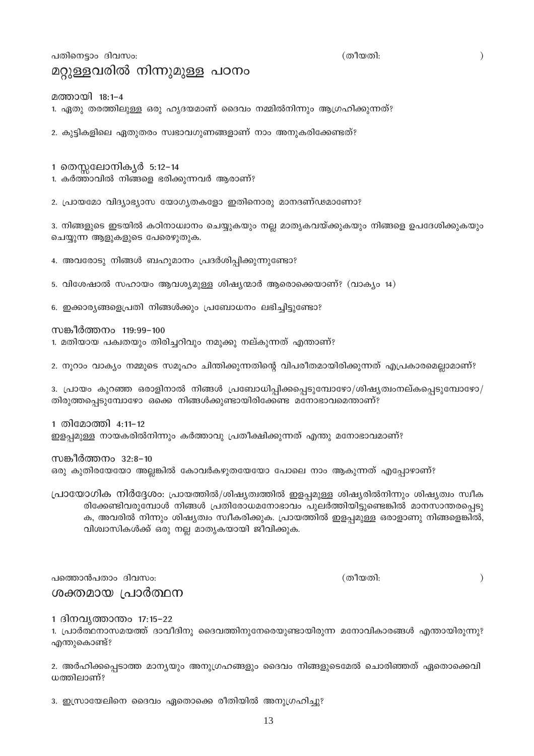പതിനെട്ടാം ദിവസം: (തീയതി: )

## മറ്റുള്ളവരിൽ നിന്നുമുള്ള പഠനം

**മത്തായി 18:1-4**

1. ഏതു തരത്തിലുള്ള ഒരു ഹൃദയമാണ് ദൈവം നമ്മിൽനിന്നും ആഗ്രഹിക്കുന്നത്?

2. കുട്ടികളിലെ ഏതുതരം സ്വഭാവഗുണങ്ങളാണ് നാം അനുകരിക്കേണ്ടത്?

**1 തെസ്സലോനിക്യർ 5:12-14**

1. കർത്താവിൽ നിങ്ങളെ ഭരിക്കുന്നവർ ആരാണ്?

2. പ്രായമോ വിദ്യാഭ്യാസ യോഗ്യതകളോ ഇതിനൊരു മാനദണ്ഡമാണോ?

3. നിങ്ങളുടെ ഇടയിൽ കഠിനാധ്വാനം ചെയ്യുകയും നല്ല മാതൃകവയ്ക്കുകയും നിങ്ങളെ ഉപദേശിക്കുകയും ചെയ്യുന്ന ആളുകളുടെ പേരെഴുതുക.

4. അവരോടു നിങ്ങൾ ബഹുമാനം പ്രദർശിപ്പിക്കുന്നുണ്ടോ?

5. വിശേഷാൽ സഹായം ആവശ്യമുള്ള ശിഷ്യന്മാർ ആരൊക്കെയാണ്? (വാക്യം 14)

6. ഇക്കാര്യങ്ങളെപ്രതി നിങ്ങൾക്കും പ്രബോധനം ലഭിച്ചിട്ടുണ്ടോ?

**സങ്കീർത്തനം 119:99-100**

1. മതിയായ പക്വതയും തിരിച്ചറിവും നമുക്കു നല്കുന്നത് എന്താണ്?

2. നൂറാം വാക്യം നമ്മുടെ സമൂഹം ചിന്തിക്കുന്നതിന്റെ വിപരീതമായിരിക്കുന്നത് എപ്രകാരമെല്ലാമാണ്?

3. പ്രായം കുറഞ്ഞ ഒരാളിനാൽ നിങ്ങൾ പ്രബോധിപ്പിക്കപ്പെടുമ്പോഴോ/ശിഷ്യത്വംനല്കപ്പെടുമ്പോഴോ/തിരുത്തപ്പെടുമ്പോഴോ ഒക്കെ നിങ്ങൾക്കുണ്ടായിരിക്കേണ്ട മനോഭാവമെന്താണ്?

**1 തിമോത്തി 4:11-12**

ഇളപ്പമുള്ള നായകരിൽനിന്നും കർത്താവു പ്രതീക്ഷിക്കുന്നത് എന്തു മനോഭാവമാണ്?

**സങ്കീർത്തനം 32:8-10**

ഒരു കുതിരയേയോ അല്ലങ്കിൽ കോവർകഴുതയേയോ പോലെ നാം ആകുന്നത് എപ്പോഴാണ്?

**പ്രായോഗിക നിർദ്ദേശം:** പ്രായത്തിൽ/ശിഷ്യത്വത്തിൽ ഇളപ്പമുള്ള ശിഷ്യരിൽനിന്നും ശിഷ്യത്വം സ്വീകരിക്കേണ്ടിവരുമ്പോൾ നിങ്ങൾ പ്രതിരോധമനോഭാവം പുലർത്തിയിട്ടുണ്ടെങ്കിൽ മാനസാന്തരപ്പെടുക, അവരിൽ നിന്നും ശിഷ്യത്വം സ്വീകരിക്കുക. പ്രായത്തിൽ ഇളപ്പമുള്ള ഒരാളാണു നിങ്ങളെങ്കിൽ, വിശ്വാസികൾക്ക് ഒരു നല്ല മാതൃകയായി ജീവിക്കുക.

പത്തൊൻപതാം ദിവസം: (തീയതി: )

## ശക്തമായ പ്രാർത്ഥന

**1 ദിനവൃത്താന്തം 17:15-22**

1. പ്രാർത്ഥനാസമയത്ത് ദാവീദിനു ദൈവത്തിനുനേരെയുണ്ടായിരുന്ന മനോവികാരങ്ങൾ എന്തായിരുന്നു? എന്തുകൊണ്ട്?

2. അർഹിക്കപ്പെടാത്ത മാന്യയും അനുഗ്രഹങ്ങളും ദൈവം നിങ്ങളുടെമേൽ ചൊരിഞ്ഞത് ഏതൊക്കെവിധത്തിലാണ്?

3. ഇസ്രായേലിനെ ദൈവം ഏതൊക്കെ രീതിയിൽ അനുഗ്രഹിച്ചു?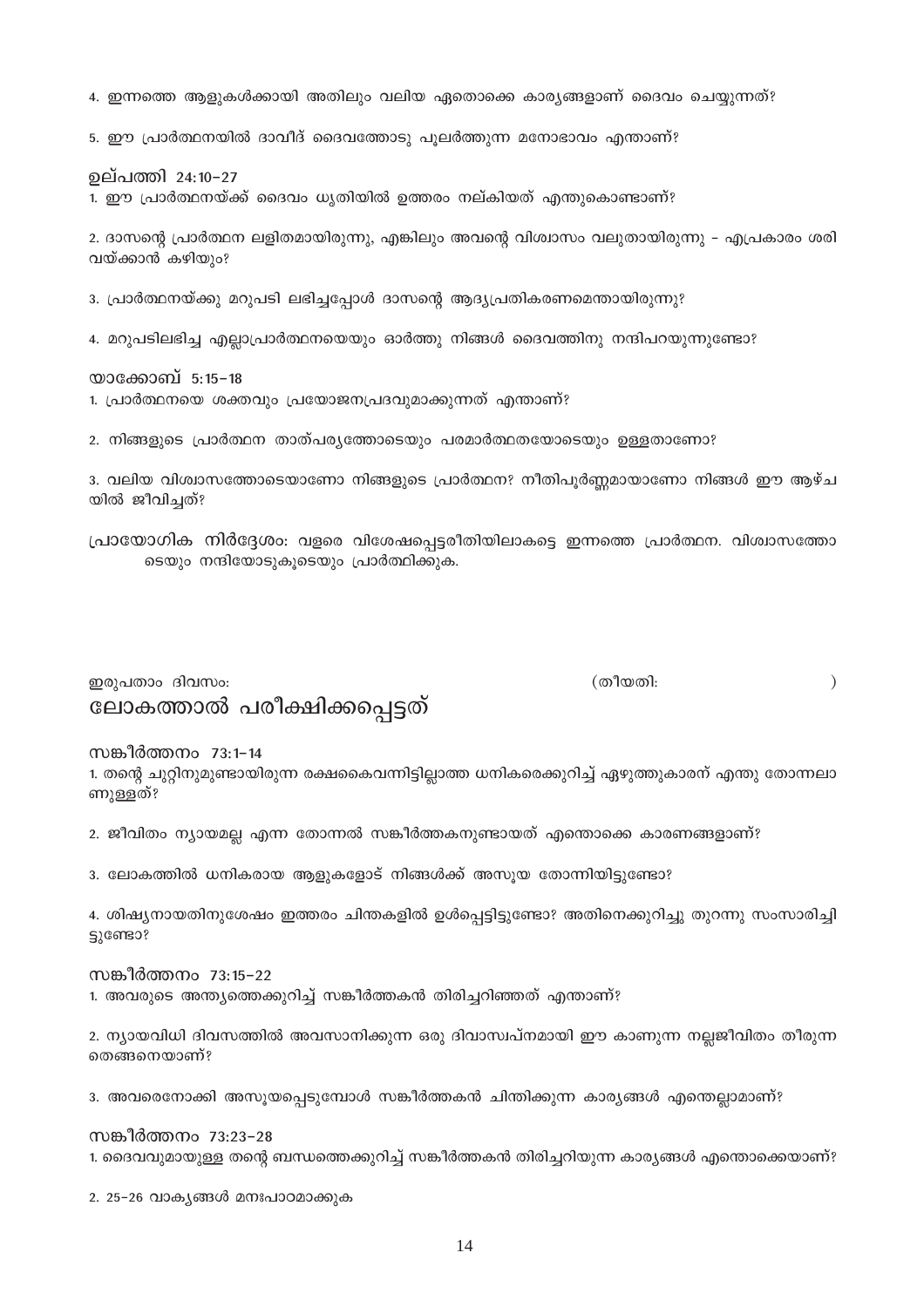4. ഇന്നത്തെ ആളുകൾക്കായി അതിലും വലിയ ഏതൊക്കെ കാര്യങ്ങളാണ് ദൈവം ചെയ്യുന്നത്?

5. ഈ പ്രാർത്ഥനയിൽ ദാവീദ് ദൈവത്തോടു പുലർത്തുന്ന മനോഭാവം എന്താണ്?

**ഉല്പത്തി 24:10–27**

1. ഈ പ്രാർത്ഥനയ്ക്ക് ദൈവം ധൃതിയിൽ ഉത്തരം നല്കിയത് എന്തുകൊണ്ടാണ്?

2. ദാസന്റെ പ്രാർത്ഥന ലളിതമായിരുന്നു, എങ്കിലും അവന്റെ വിശ്വാസം വലുതായിരുന്നു – എപ്രകാരം ശരിവയ്ക്കാൻ കഴിയും?

3. പ്രാർത്ഥനയ്ക്കു മറുപടി ലഭിച്ചപ്പോൾ ദാസന്റെ ആദ്യപ്രതികരണമെന്തായിരുന്നു?

4. മറുപടിലഭിച്ച എല്ലാപ്രാർത്ഥനയെയും ഓർത്തു നിങ്ങൾ ദൈവത്തിനു നന്ദിപറയുന്നുണ്ടോ?

**യാക്കോബ് 5:15–18**

1. പ്രാർത്ഥനയെ ശക്തവും പ്രയോജനപ്രദവുമാക്കുന്നത് എന്താണ്?

2. നിങ്ങളുടെ പ്രാർത്ഥന താത്പര്യത്തോടെയും പരമാർത്ഥതയോടെയും ഉള്ളതാണോ?

3. വലിയ വിശ്വാസത്തോടെയാണോ നിങ്ങളുടെ പ്രാർത്ഥന? നീതിപൂർണ്ണമായാണോ നിങ്ങൾ ഈ ആഴ്ചയിൽ ജീവിച്ചത്?

**പ്രായോഗിക നിർദ്ദേശം:** വളരെ വിശേഷപ്പെട്ടരീതിയിലാകട്ടെ ഇന്നത്തെ പ്രാർത്ഥന. വിശ്വാസത്തോടെയും നന്ദിയോടുകൂടെയും പ്രാർത്ഥിക്കുക.

ഇരുപതാം ദിവസം: (തീയതി: )

## ലോകത്താൽ പരീക്ഷിക്കപ്പെട്ടത്

**സങ്കീർത്തനം 73:1–14**

1. തന്റെ ചുറ്റിനുമുണ്ടായിരുന്ന രക്ഷകൈവന്നിട്ടില്ലാത്ത ധനികരെക്കുറിച്ച് ഏഴുത്തുകാരന് എന്തു തോന്നലാണുള്ളത്?

2. ജീവിതം ന്യായമല്ല എന്ന തോന്നൽ സങ്കീർത്തകനുണ്ടായത് എന്തൊക്കെ കാരണങ്ങളാണ്?

3. ലോകത്തിൽ ധനികരായ ആളുകളോട് നിങ്ങൾക്ക് അസൂയ തോന്നിയിട്ടുണ്ടോ?

4. ശിഷ്യനായതിനുശേഷം ഇത്തരം ചിന്തകളിൽ ഉൾപ്പെട്ടിട്ടുണ്ടോ? അതിനെക്കുറിച്ചു തുറന്നു സംസാരിച്ചിട്ടുണ്ടോ?

**സങ്കീർത്തനം 73:15–22**

1. അവരുടെ അന്ത്യത്തെക്കുറിച്ച് സങ്കീർത്തകൻ തിരിച്ചറിഞ്ഞത് എന്താണ്?

2. ന്യായവിധി ദിവസത്തിൽ അവസാനിക്കുന്ന ഒരു ദിവാസ്വപ്നമായി ഈ കാണുന്ന നല്ലജീവിതം തീരുന്നതെങ്ങനെയാണ്?

3. അവരെനോക്കി അസൂയപ്പെടുമ്പോൾ സങ്കീർത്തകൻ ചിന്തിക്കുന്ന കാര്യങ്ങൾ എന്തെല്ലാമാണ്?

**സങ്കീർത്തനം 73:23–28**

1. ദൈവവുമായുള്ള തന്റെ ബന്ധത്തെക്കുറിച്ച് സങ്കീർത്തകൻ തിരിച്ചറിയുന്ന കാര്യങ്ങൾ എന്തൊക്കെയാണ്?

2. 25–26 വാക്യങ്ങൾ മനഃപാഠമാക്കുക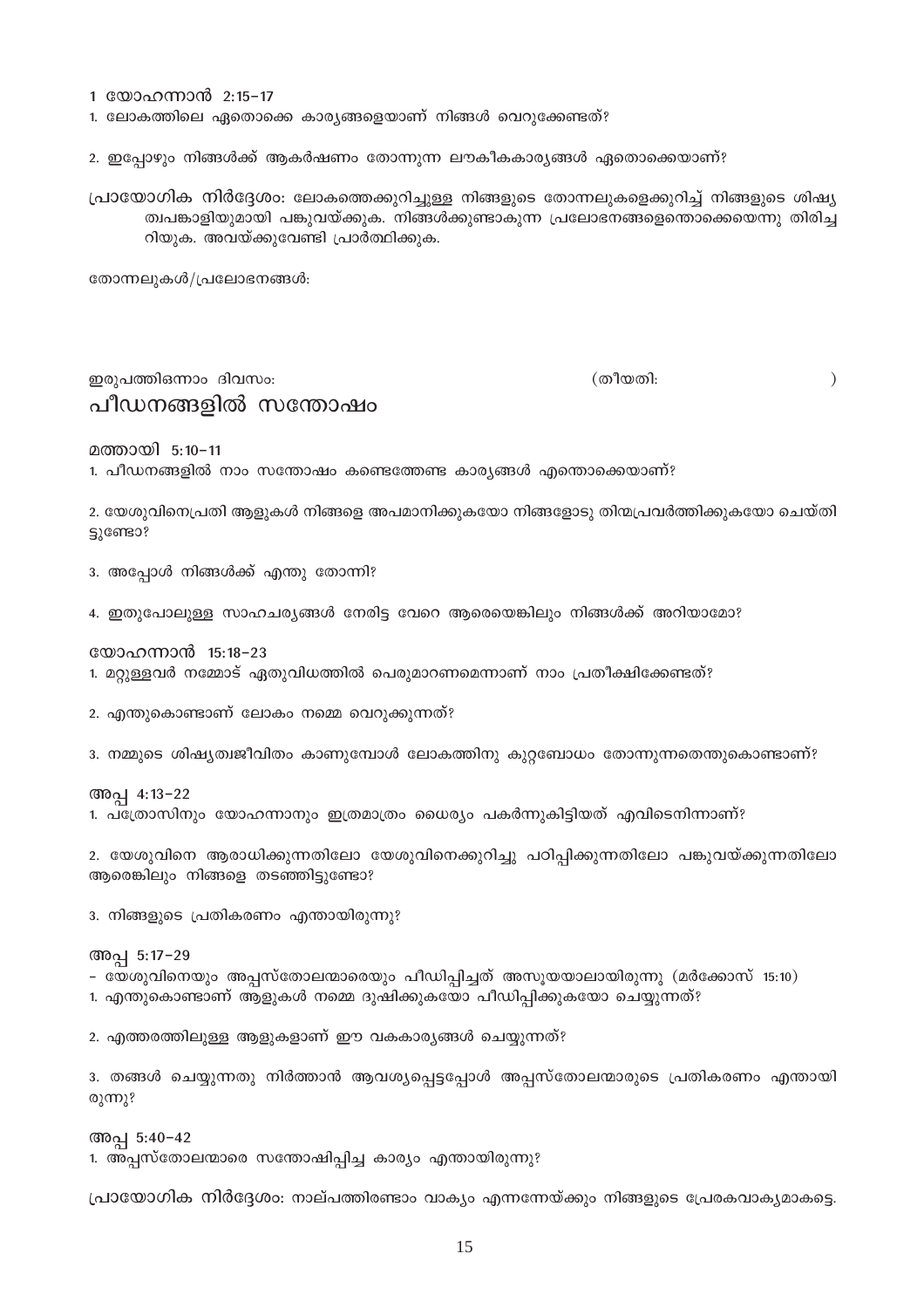1 യോഹന്നാൻ 2:15–17

1. ലോകത്തിലെ ഏതൊക്കെ കാര്യങ്ങളെയാണ് നിങ്ങൾ വെറുക്കേണ്ടത്?

2. ഇപ്പോഴും നിങ്ങൾക്ക് ആകർഷണം തോന്നുന്ന ലൗകികകാര്യങ്ങൾ ഏതൊക്കെയാണ്?

പ്രായോഗിക നിർദ്ദേശം: ലോകത്തെക്കുറിച്ചുള്ള നിങ്ങളുടെ തോന്നലുകളെക്കുറിച്ച് നിങ്ങളുടെ ശിഷ്യത്വപങ്കാളിയുമായി പങ്കുവയ്ക്കുക. നിങ്ങൾക്കുണ്ടാകുന്ന പ്രലോഭനങ്ങളെന്തൊക്കെയെന്നു തിരിച്ചറിയുക. അവയ്ക്കുവേണ്ടി പ്രാർത്ഥിക്കുക.

തോന്നലുകൾ/പ്രലോഭനങ്ങൾ:

ഇരുപത്തിഒന്നാം ദിവസം: (തീയതി: )

## പീഢനങ്ങളിൽ സന്തോഷം

മത്തായി 5:10–11

1. പീഡനങ്ങളിൽ നാം സന്തോഷം കണ്ടെത്തേണ്ട കാര്യങ്ങൾ എന്തൊക്കെയാണ്?

2. യേശുവിനെപ്രതി ആളുകൾ നിങ്ങളെ അപമാനിക്കുകയോ നിങ്ങളോടു തിന്മപ്രവർത്തിക്കുകയോ ചെയ്തിട്ടുണ്ടോ?

3. അപ്പോൾ നിങ്ങൾക്ക് എന്തു തോന്നി?

4. ഇതുപോലുള്ള സാഹചര്യങ്ങൾ നേരിട്ട വേറെ ആരെയെങ്കിലും നിങ്ങൾക്ക് അറിയാമോ?

യോഹന്നാൻ 15:18–23

1. മറ്റുള്ളവർ നമ്മോട് ഏതുവിധത്തിൽ പെരുമാറണമെന്നാണ് നാം പ്രതീക്ഷിക്കേണ്ടത്?

2. എന്തുകൊണ്ടാണ് ലോകം നമ്മെ വെറുക്കുന്നത്?

3. നമ്മുടെ ശിഷ്യത്വജീവിതം കാണുമ്പോൾ ലോകത്തിനു കുറ്റബോധം തോന്നുന്നതെന്തുകൊണ്ടാണ്?

അപ്പ 4:13–22

1. പത്രോസിനും യോഹന്നാനും ഇത്രമാത്രം ധൈര്യം പകർന്നുകിട്ടിയത് എവിടെനിന്നാണ്?

2. യേശുവിനെ ആരാധിക്കുന്നതിലോ യേശുവിനെക്കുറിച്ചു പഠിപ്പിക്കുന്നതിലോ പങ്കുവയ്ക്കുന്നതിലോ ആരെങ്കിലും നിങ്ങളെ തടഞ്ഞിട്ടുണ്ടോ?

3. നിങ്ങളുടെ പ്രതികരണം എന്തായിരുന്നു?

അപ്പ 5:17–29

– യേശുവിനെയും അപ്പസ്തോലന്മാരെയും പീഡിപ്പിച്ചത് അസൂയയാലായിരുന്നു (മർക്കോസ് 15:10)

1. എന്തുകൊണ്ടാണ് ആളുകൾ നമ്മെ ദുഷിക്കുകയോ പീഡിപ്പിക്കുകയോ ചെയ്യുന്നത്?

2. എത്തരത്തിലുള്ള ആളുകളാണ് ഈ വകകാര്യങ്ങൾ ചെയ്യുന്നത്?

3. തങ്ങൾ ചെയ്യുന്നതു നിർത്താൻ ആവശ്യപ്പെട്ടപ്പോൾ അപ്പസ്തോലന്മാരുടെ പ്രതികരണം എന്തായിരുന്നു?

അപ്പ 5:40–42

1. അപ്പസ്തോലന്മാരെ സന്തോഷിപ്പിച്ച കാര്യം എന്തായിരുന്നു?

പ്രായോഗിക നിർദ്ദേശം: നാല്പത്തിരണ്ടാം വാക്യം എന്നന്നേയ്ക്കും നിങ്ങളുടെ പ്രേരകവാക്യമാകട്ടെ.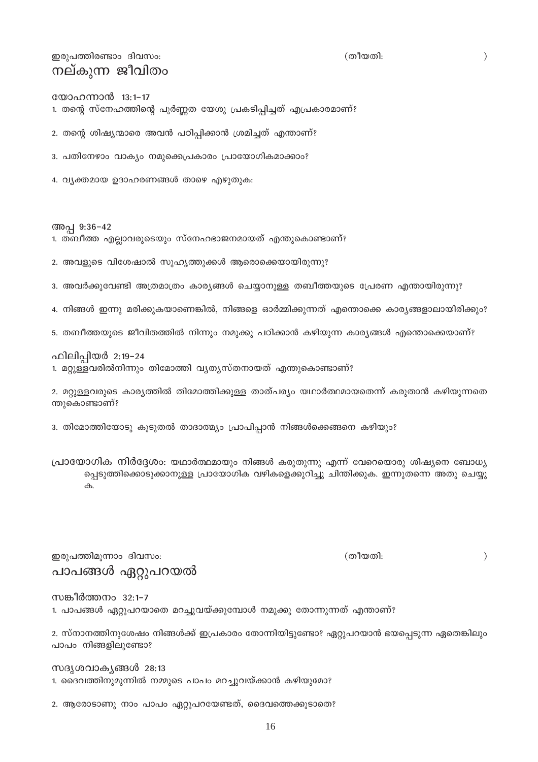ഇരുപത്തിരണ്ടാം ദിവസം: (തീയതി: )

## നല്കുന്ന ജീവിതം

**യോഹന്നാൻ 13:1–17**

1. തന്റെ സ്നേഹത്തിന്റെ പൂർണ്ണത യേശു പ്രകടിപ്പിച്ചത് എപ്രകാരമാണ്?

2. തന്റെ ശിഷ്യന്മാരെ അവൻ പഠിപ്പിക്കാൻ ശ്രമിച്ചത് എന്താണ്?

3. പതിനേഴാം വാക്യം നമുക്കെപ്രകാരം പ്രായോഗികമാക്കാം?

4. വ്യക്തമായ ഉദാഹരണങ്ങൾ താഴെ എഴുതുക:

**അപ്പ 9:36–42**

1. തബീത്ത എല്ലാവരുടെയും സ്നേഹഭാജനമായത് എന്തുകൊണ്ടാണ്?

2. അവളുടെ വിശേഷാൽ സുഹൃത്തുക്കൾ ആരൊക്കെയായിരുന്നു?

3. അവർക്കുവേണ്ടി അത്രമാത്രം കാര്യങ്ങൾ ചെയ്യാനുള്ള തബീത്തയുടെ പ്രേരണ എന്തായിരുന്നു?

4. നിങ്ങൾ ഇന്നു മരിക്കുകയാണെങ്കിൽ, നിങ്ങളെ ഓർമ്മിക്കുന്നത് എന്തൊക്കെ കാര്യങ്ങളാലായിരിക്കും?

5. തബീത്തയുടെ ജീവിതത്തിൽ നിന്നും നമുക്കു പഠിക്കാൻ കഴിയുന്ന കാര്യങ്ങൾ എന്തൊക്കെയാണ്?

**ഫിലിപ്പിയർ 2:19–24**

1. മറ്റുള്ളവരിൽനിന്നും തിമോത്തി വ്യത്യസ്തനായത് എന്തുകൊണ്ടാണ്?

2. മറ്റുള്ളവരുടെ കാര്യത്തിൽ തിമോത്തിക്കുള്ള താത്പര്യം യഥാർത്ഥമായതെന്ന് കരുതാൻ കഴിയുന്നതെന്തുകൊണ്ടാണ്?

3. തിമോത്തിയോടു കൂടുതൽ താദാത്മ്യം പ്രാപിപ്പാൻ നിങ്ങൾക്കെങ്ങനെ കഴിയും?

**പ്രായോഗിക നിർദ്ദേശം:** യഥാർത്ഥമായും നിങ്ങൾ കരുതുന്നു എന്ന് വേറെയൊരു ശിഷ്യനെ ബോധ്യപ്പെടുത്തിക്കൊടുക്കാനുള്ള പ്രായോഗിക വഴികളെക്കുറിച്ചു ചിന്തിക്കുക. ഇന്നുതന്നെ അതു ചെയ്യുക.

ഇരുപത്തിമൂന്നാം ദിവസം: (തീയതി: )

## പാപങ്ങൾ ഏറ്റുപറയൽ

**സങ്കീർത്തനം 32:1–7**

1. പാപങ്ങൾ ഏറ്റുപറയാതെ മറച്ചുവയ്ക്കുമ്പോൾ നമുക്കു തോന്നുന്നത് എന്താണ്?

2. സ്നാനത്തിനുശേഷം നിങ്ങൾക്ക് ഇപ്രകാരം തോന്നിയിട്ടുണ്ടോ? ഏറ്റുപറയാൻ ഭയപ്പെടുന്ന ഏതെങ്കിലും പാപം നിങ്ങളിലുണ്ടോ?

**സദൃശവാക്യങ്ങൾ 28:13**

1. ദൈവത്തിനുമുന്നിൽ നമ്മുടെ പാപം മറച്ചുവയ്ക്കാൻ കഴിയുമോ?

2. ആരോടാണു നാം പാപം ഏറ്റുപറയേണ്ടത്, ദൈവത്തെക്കൂടാതെ?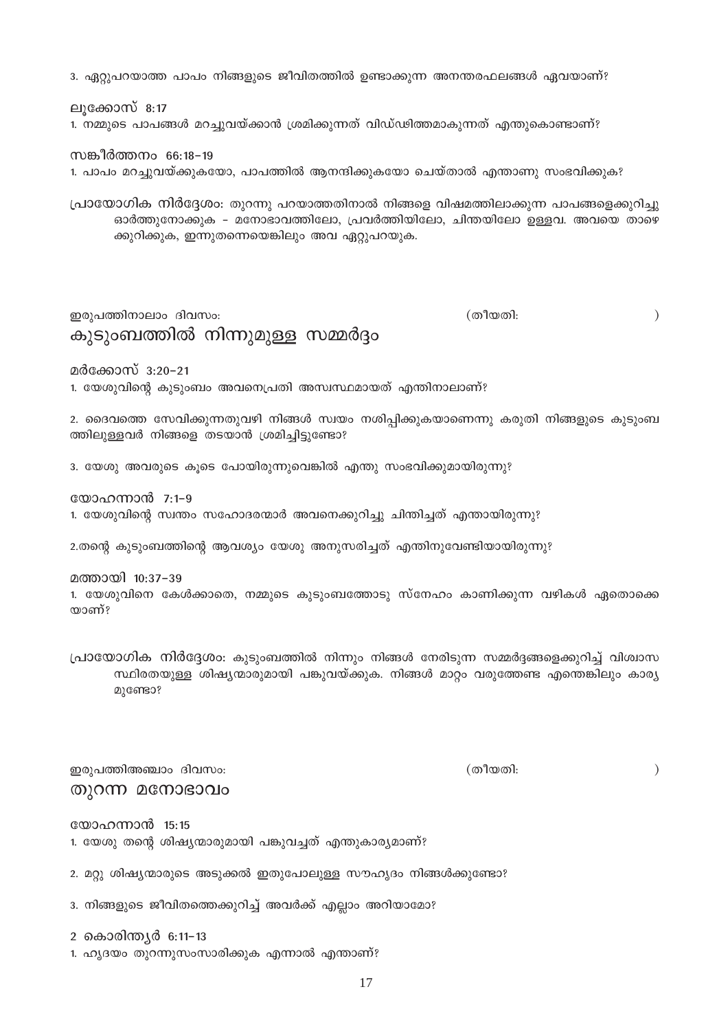3. ഏറ്റുപറയാത്ത പാപം നിങ്ങളുടെ ജീവിതത്തിൽ ഉണ്ടാക്കുന്ന അനന്തരഫലങ്ങൾ ഏവയാണ്?

ലൂക്കോസ് 8:17

1. നമ്മുടെ പാപങ്ങൾ മറച്ചുവയ്ക്കാൻ ശ്രമിക്കുന്നത് വിഡ്ഢിത്തമാകുന്നത് എന്തുകൊണ്ടാണ്?

സങ്കീർത്തനം 66:18–19

1. പാപം മറച്ചുവയ്ക്കുകയോ, പാപത്തിൽ ആനന്ദിക്കുകയോ ചെയ്താൽ എന്താണു സംഭവിക്കുക?

പ്രായോഗിക നിർദ്ദേശം: തുറന്നു പറയാത്തതിനാൽ നിങ്ങളെ വിഷമത്തിലാക്കുന്ന പാപങ്ങളെക്കുറിച്ചു ഓർത്തുനോക്കുക – മനോഭാവത്തിലോ, പ്രവർത്തിയിലോ, ചിന്തയിലോ ഉള്ളവ. അവയെ താഴെ ക്കുറിക്കുക, ഇന്നുതന്നെയെങ്കിലും അവ ഏറ്റുപറയുക.

ഇരുപത്തിനാലാം ദിവസം: (തീയതി: )

## കുടുംബത്തിൽ നിന്നുമുള്ള സമ്മർദ്ദം

മർക്കോസ് 3:20–21

1. യേശുവിന്റെ കുടുംബം അവനെപ്രതി അസ്വസ്ഥമായത് എന്തിനാലാണ്?

2. ദൈവത്തെ സേവിക്കുന്നതുവഴി നിങ്ങൾ സ്വയം നശിപ്പിക്കുകയാണെന്നു കരുതി നിങ്ങളുടെ കുടുംബ ത്തിലുള്ളവർ നിങ്ങളെ തടയാൻ ശ്രമിച്ചിട്ടുണ്ടോ?

3. യേശു അവരുടെ കൂടെ പോയിരുന്നുവെങ്കിൽ എന്തു സംഭവിക്കുമായിരുന്നു?

യോഹന്നാൻ 7:1–9

1. യേശുവിന്റെ സ്വന്തം സഹോദരന്മാർ അവനെക്കുറിച്ചു ചിന്തിച്ചത് എന്തായിരുന്നു?

2.തന്റെ കുടുംബത്തിന്റെ ആവശ്യം യേശു അനുസരിച്ചത് എന്തിനുവേണ്ടിയായിരുന്നു?

മത്തായി 10:37–39

1. യേശുവിനെ കേൾക്കാതെ, നമ്മുടെ കുടുംബത്തോടു സ്നേഹം കാണിക്കുന്ന വഴികൾ ഏതൊക്കെ യാണ്?

പ്രായോഗിക നിർദ്ദേശം: കുടുംബത്തിൽ നിന്നും നിങ്ങൾ നേരിടുന്ന സമ്മർദ്ദങ്ങളെക്കുറിച്ച് വിശ്വാസ സ്ഥിരതയുള്ള ശിഷ്യന്മാരുമായി പങ്കുവയ്ക്കുക. നിങ്ങൾ മാറ്റം വരുത്തേണ്ട എന്തെങ്കിലും കാര്യ മുണ്ടോ?

ഇരുപത്തിഅഞ്ചാം ദിവസം: (തീയതി: )

## തുറന്ന മനോഭാവം

യോഹന്നാൻ 15:15

1. യേശു തന്റെ ശിഷ്യന്മാരുമായി പങ്കുവച്ചത് എന്തുകാര്യമാണ്?

2. മറ്റു ശിഷ്യന്മാരുടെ അടുക്കൽ ഇതുപോലുള്ള സൗഹൃദം നിങ്ങൾക്കുണ്ടോ?

3. നിങ്ങളുടെ ജീവിതത്തെക്കുറിച്ച് അവർക്ക് എല്ലാം അറിയാമോ?

2 കൊരിന്ത്യർ 6:11–13

1. ഹൃദയം തുറന്നുസംസാരിക്കുക എന്നാൽ എന്താണ്?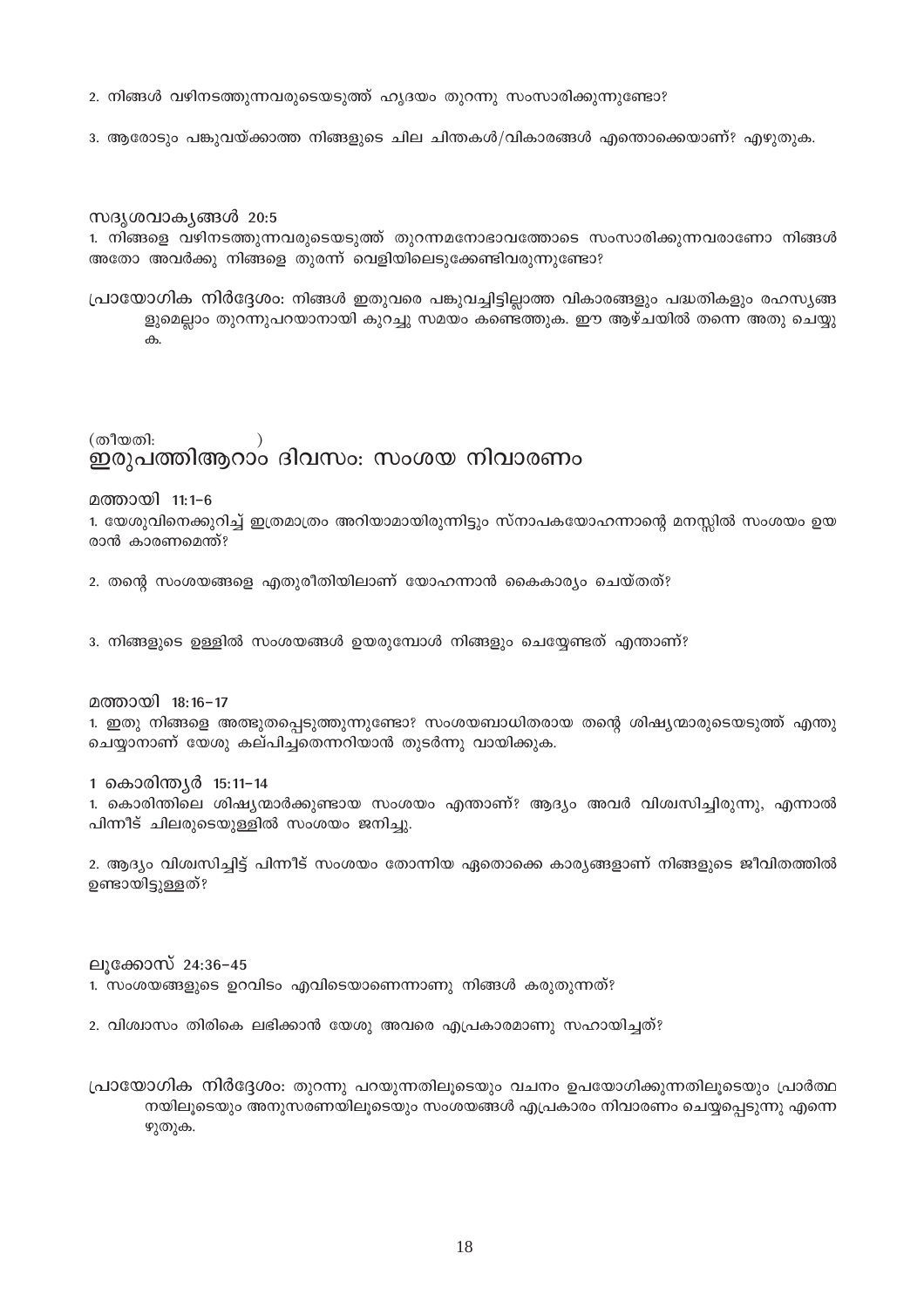2. നിങ്ങൾ വഴിനടത്തുന്നവരുടെയടുത്ത് ഹൃദയം തുറന്നു സംസാരിക്കുന്നുണ്ടോ?

3. ആരോടും പങ്കുവയ്ക്കാത്ത നിങ്ങളുടെ ചില ചിന്തകൾ/വികാരങ്ങൾ എന്തൊക്കെയാണ്? എഴുതുക.

സദൃശവാക്യങ്ങൾ 20:5

1. നിങ്ങളെ വഴിനടത്തുന്നവരുടെയടുത്ത് തുറന്നമനോഭാവത്തോടെ സംസാരിക്കുന്നവരാണോ നിങ്ങൾ അതോ അവർക്കു നിങ്ങളെ തുരന്ന് വെളിയിലെടുക്കേണ്ടിവരുന്നുണ്ടോ?

പ്രായോഗിക നിർദ്ദേശം: നിങ്ങൾ ഇതുവരെ പങ്കുവച്ചിട്ടില്ലാത്ത വികാരങ്ങളും പദ്ധതികളും രഹസ്യങ്ങളുമെല്ലാം തുറന്നുപറയാനായി കുറച്ചു സമയം കണ്ടെത്തുക. ഈ ആഴ്ചയിൽ തന്നെ അതു ചെയ്യുക.

(തീയതി: )

## ഇരുപത്തിആറാം ദിവസം: സംശയ നിവാരണം

മത്തായി 11:1-6

1. യേശുവിനെക്കുറിച്ച് ഇത്രമാത്രം അറിയാമായിരുന്നിട്ടും സ്നാപകയോഹന്നാന്റെ മനസ്സിൽ സംശയം ഉയരാൻ കാരണമെന്ത്?

2. തന്റെ സംശയങ്ങളെ ഏതുരീതിയിലാണ് യോഹന്നാൻ കൈകാര്യം ചെയ്തത്?

3. നിങ്ങളുടെ ഉള്ളിൽ സംശയങ്ങൾ ഉയരുമ്പോൾ നിങ്ങളും ചെയ്യേണ്ടത് എന്താണ്?

മത്തായി 18:16-17

1. ഇതു നിങ്ങളെ അത്ഭുതപ്പെടുത്തുന്നുണ്ടോ? സംശയബാധിതരായ തന്റെ ശിഷ്യന്മാരുടെയടുത്ത് എന്തു ചെയ്യാനാണ് യേശു കല്പിച്ചതെന്നറിയാൻ തുടർന്നു വായിക്കുക.

1 കൊരിന്ത്യർ 15:11-14

1. കൊരിന്തിലെ ശിഷ്യന്മാർക്കുണ്ടായ സംശയം എന്താണ്? ആദ്യം അവർ വിശ്വസിച്ചിരുന്നു, എന്നാൽ പിന്നീട് ചിലരുടെയുള്ളിൽ സംശയം ജനിച്ചു.

2. ആദ്യം വിശ്വസിച്ചിട്ട് പിന്നീട് സംശയം തോന്നിയ ഏതൊക്കെ കാര്യങ്ങളാണ് നിങ്ങളുടെ ജീവിതത്തിൽ ഉണ്ടായിട്ടുള്ളത്?

ലൂക്കോസ് 24:36-45

1. സംശയങ്ങളുടെ ഉറവിടം എവിടെയാണെന്നാണു നിങ്ങൾ കരുതുന്നത്?

2. വിശ്വാസം തിരികെ ലഭിക്കാൻ യേശു അവരെ എപ്രകാരമാണു സഹായിച്ചത്?

പ്രായോഗിക നിർദ്ദേശം: തുറന്നു പറയുന്നതിലൂടെയും വചനം ഉപയോഗിക്കുന്നതിലൂടെയും പ്രാർത്ഥനയിലൂടെയും അനുസരണയിലൂടെയും സംശയങ്ങൾ എപ്രകാരം നിവാരണം ചെയ്യപ്പെടുന്നു എന്നെഴുതുക.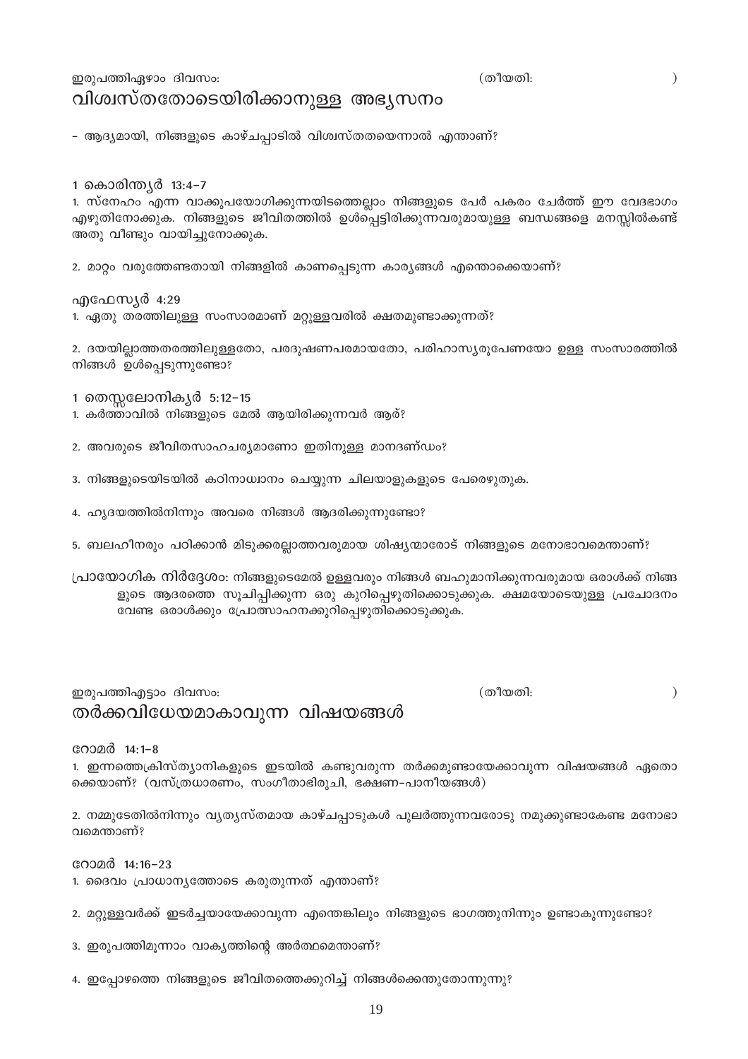ഇരുപത്തിഏഴാം ദിവസം: (തീയതി: )

## വിശ്വസ്തതോടെയിരിക്കാനുള്ള അഭ്യസനം

- ആദ്യമായി, നിങ്ങളുടെ കാഴ്ചപ്പാടിൽ വിശ്വസ്തതയെന്നാൽ എന്താണ്?

1 കൊരിന്ത്യർ 13:4–7

1. സ്നേഹം എന്ന വാക്കുപയോഗിക്കുന്നയിടത്തെല്ലാം നിങ്ങളുടെ പേർ പകരം ചേർത്ത് ഈ വേദഭാഗം എഴുതിനോക്കുക. നിങ്ങളുടെ ജീവിതത്തിൽ ഉൾപ്പെട്ടിരിക്കുന്നവരുമായുള്ള ബന്ധങ്ങളെ മനസ്സിൽകണ്ട് അതു വീണ്ടും വായിച്ചുനോക്കുക.

2. മാറ്റം വരുത്തേണ്ടതായി നിങ്ങളിൽ കാണപ്പെടുന്ന കാര്യങ്ങൾ എന്തൊക്കെയാണ്?

എഫേസ്യർ 4:29

1. ഏതു തരത്തിലുള്ള സംസാരമാണ് മറ്റുള്ളവരിൽ ക്ഷതമുണ്ടാക്കുന്നത്?

2. ദയയില്ലാത്തതരത്തിലുള്ളതോ, പരദൂഷണപരമായതോ, പരിഹാസ്യരൂപേണയോ ഉള്ള സംസാരത്തിൽ നിങ്ങൾ ഉൾപ്പെടുന്നുണ്ടോ?

1 തെസ്സലോനിക്യർ 5:12–15

1. കർത്താവിൽ നിങ്ങളുടെ മേൽ ആയിരിക്കുന്നവർ ആര്?

2. അവരുടെ ജീവിതസാഹചര്യമാണോ ഇതിനുള്ള മാനദണ്ഡം?

3. നിങ്ങളുടെയിടയിൽ കഠിനാധ്വാനം ചെയ്യുന്ന ചിലയാളുകളുടെ പേരെഴുതുക.

4. ഹൃദയത്തിൽനിന്നും അവരെ നിങ്ങൾ ആദരിക്കുന്നുണ്ടോ?

5. ബലഹീനരും പഠിക്കാൻ മിടുക്കരല്ലാത്തവരുമായ ശിഷ്യന്മാരോട് നിങ്ങളുടെ മനോഭാവമെന്താണ്?

പ്രായോഗിക നിർദ്ദേശം: നിങ്ങളുടെമേൽ ഉള്ളവരും നിങ്ങൾ ബഹുമാനിക്കുന്നവരുമായ ഒരാൾക്ക് നിങ്ങളുടെ ആദരത്തെ സൂചിപ്പിക്കുന്ന ഒരു കുറിപ്പെഴുതിക്കൊടുക്കുക. ക്ഷമയോടെയുള്ള പ്രചോദനം വേണ്ട ഒരാൾക്കും പ്രോത്സാഹനക്കുറിപ്പെഴുതിക്കൊടുക്കുക.

ഇരുപത്തിഎട്ടാം ദിവസം: (തീയതി: )

## തർക്കവിധേയമാകാവുന്ന വിഷയങ്ങൾ

റോമർ 14:1–8

1. ഇന്നത്തെക്രിസ്ത്യാനികളുടെ ഇടയിൽ കണ്ടുവരുന്ന തർക്കമുണ്ടായേക്കാവുന്ന വിഷയങ്ങൾ ഏതൊക്കെയാണ്? (വസ്ത്രധാരണം, സംഗീതാഭിരുചി, ഭക്ഷണ-പാനീയങ്ങൾ)

2. നമ്മുടേതിൽനിന്നും വ്യത്യസ്തമായ കാഴ്ചപ്പാടുകൾ പുലർത്തുന്നവരോടു നമുക്കുണ്ടാകേണ്ട മനോഭാവമെന്താണ്?

റോമർ 14:16–23

1. ദൈവം പ്രാധാന്യത്തോടെ കരുതുന്നത് എന്താണ്?

2. മറ്റുള്ളവർക്ക് ഇടർച്ചയായേക്കാവുന്ന എന്തെങ്കിലും നിങ്ങളുടെ ഭാഗത്തുനിന്നും ഉണ്ടാകുന്നുണ്ടോ?

3. ഇരുപത്തിമൂന്നാം വാക്യത്തിന്റെ അർത്ഥമെന്താണ്?

4. ഇപ്പോഴത്തെ നിങ്ങളുടെ ജീവിതത്തെക്കുറിച്ച് നിങ്ങൾക്കെന്തുതോന്നുന്നു?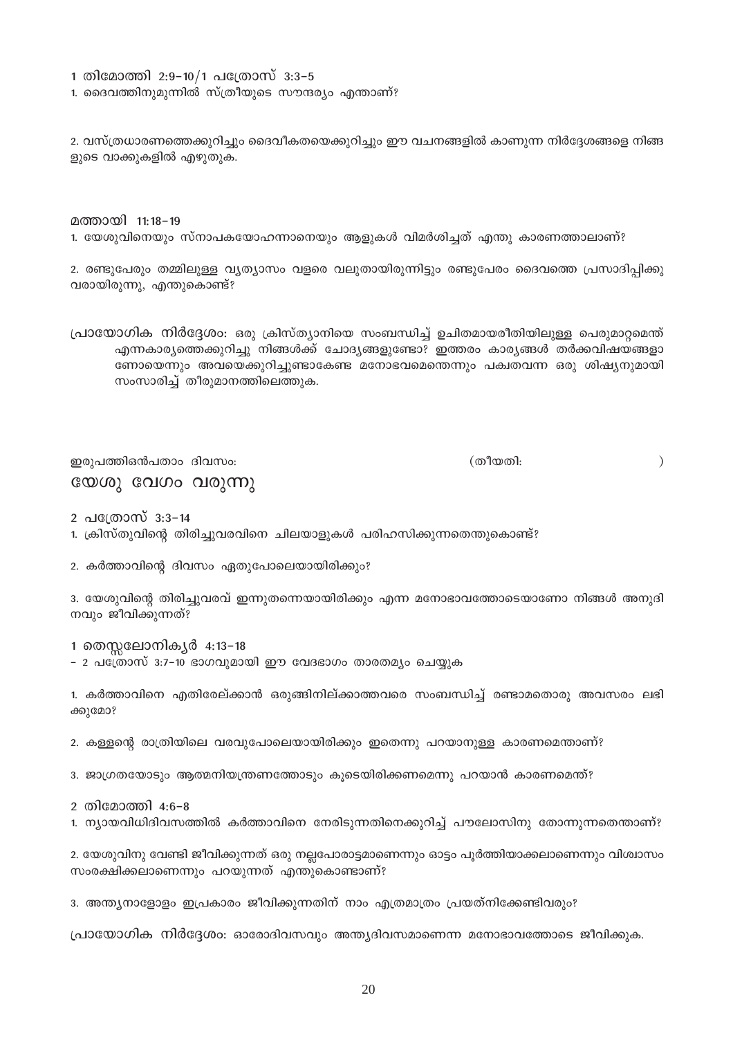1 തിമോത്തി 2:9-10/1 പത്രോസ് 3:3-5

1. ദൈവത്തിനുമുന്നിൽ സ്ത്രീയുടെ സൗന്ദര്യം എന്താണ്?

2. വസ്ത്രധാരണത്തെക്കുറിച്ചും ദൈവീകതയെക്കുറിച്ചും ഈ വചനങ്ങളിൽ കാണുന്ന നിർദ്ദേശങ്ങളെ നിങ്ങളുടെ വാക്കുകളിൽ എഴുതുക.

മത്തായി 11:18-19

1. യേശുവിനെയും സ്നാപകയോഹന്നാനെയും ആളുകൾ വിമർശിച്ചത് എന്തു കാരണത്താലാണ്?

2. രണ്ടുപേരും തമ്മിലുള്ള വ്യത്യാസം വളരെ വലുതായിരുന്നിട്ടും രണ്ടുപേരം ദൈവത്തെ പ്രസാദിപ്പിക്കുവരായിരുന്നു, എന്തുകൊണ്ട്?

**പ്രായോഗിക നിർദ്ദേശം:** ഒരു ക്രിസ്ത്യാനിയെ സംബന്ധിച്ച് ഉചിതമായരീതിയിലുള്ള പെരുമാറ്റമെന്ത് എന്നകാര്യത്തെക്കുറിച്ചു നിങ്ങൾക്ക് ചോദ്യങ്ങളുണ്ടോ? ഇത്തരം കാര്യങ്ങൾ തർക്കവിഷയങ്ങളാണോയെന്നും അവയെക്കുറിച്ചുണ്ടാകേണ്ട മനോഭവമെന്തെന്നും പക്വതവന്ന ഒരു ശിഷ്യനുമായി സംസാരിച്ച് തീരുമാനത്തിലെത്തുക.

ഇരുപത്തിഒൻപതാം ദിവസം: (തീയതി: )

## യേശു വേഗം വരുന്നു

2 പത്രോസ് 3:3-14

1. ക്രിസ്തുവിന്റെ തിരിച്ചുവരവിനെ ചിലയാളുകൾ പരിഹസിക്കുന്നതെന്തുകൊണ്ട്?

2. കർത്താവിന്റെ ദിവസം ഏതുപോലെയായിരിക്കും?

3. യേശുവിന്റെ തിരിച്ചുവരവ് ഇന്നുതന്നെയായിരിക്കും എന്ന മനോഭാവത്തോടെയാണോ നിങ്ങൾ അനുദിനവും ജീവിക്കുന്നത്?

1 തെസ്സലോനിക്യർ 4:13-18

- 2 പത്രോസ് 3:7-10 ഭാഗവുമായി ഈ വേദഭാഗം താരതമ്യം ചെയ്യുക

1. കർത്താവിനെ എതിരേല്ക്കാൻ ഒരുങ്ങിനില്ക്കാത്തവരെ സംബന്ധിച്ച് രണ്ടാമതൊരു അവസരം ലഭിക്കുമോ?

2. കള്ളന്റെ രാത്രിയിലെ വരവുപോലെയായിരിക്കും ഇതെന്നു പറയാനുള്ള കാരണമെന്താണ്?

3. ജാഗ്രതയോടും ആത്മനിയന്ത്രണത്തോടും കൂടെയിരിക്കണമെന്നു പറയാൻ കാരണമെന്ത്?

2 തിമോത്തി 4:6-8

1. ന്യായവിധിദിവസത്തിൽ കർത്താവിനെ നേരിടുന്നതിനെക്കുറിച്ച് പൗലോസിനു തോന്നുന്നതെന്താണ്?

2. യേശുവിനു വേണ്ടി ജീവിക്കുന്നത് ഒരു നല്ലപോരാട്ടമാണെന്നും ഓട്ടം പൂർത്തിയാക്കലാണെന്നും വിശ്വാസം സംരക്ഷിക്കലാണെന്നും പറയുന്നത് എന്തുകൊണ്ടാണ്?

3. അന്ത്യനാളോളം ഇപ്രകാരം ജീവിക്കുന്നതിന് നാം എത്രമാത്രം പ്രയത്നിക്കേണ്ടിവരും?

**പ്രായോഗിക നിർദ്ദേശം:** ഓരോദിവസവും അന്ത്യദിവസമാണെന്ന മനോഭാവത്തോടെ ജീവിക്കുക.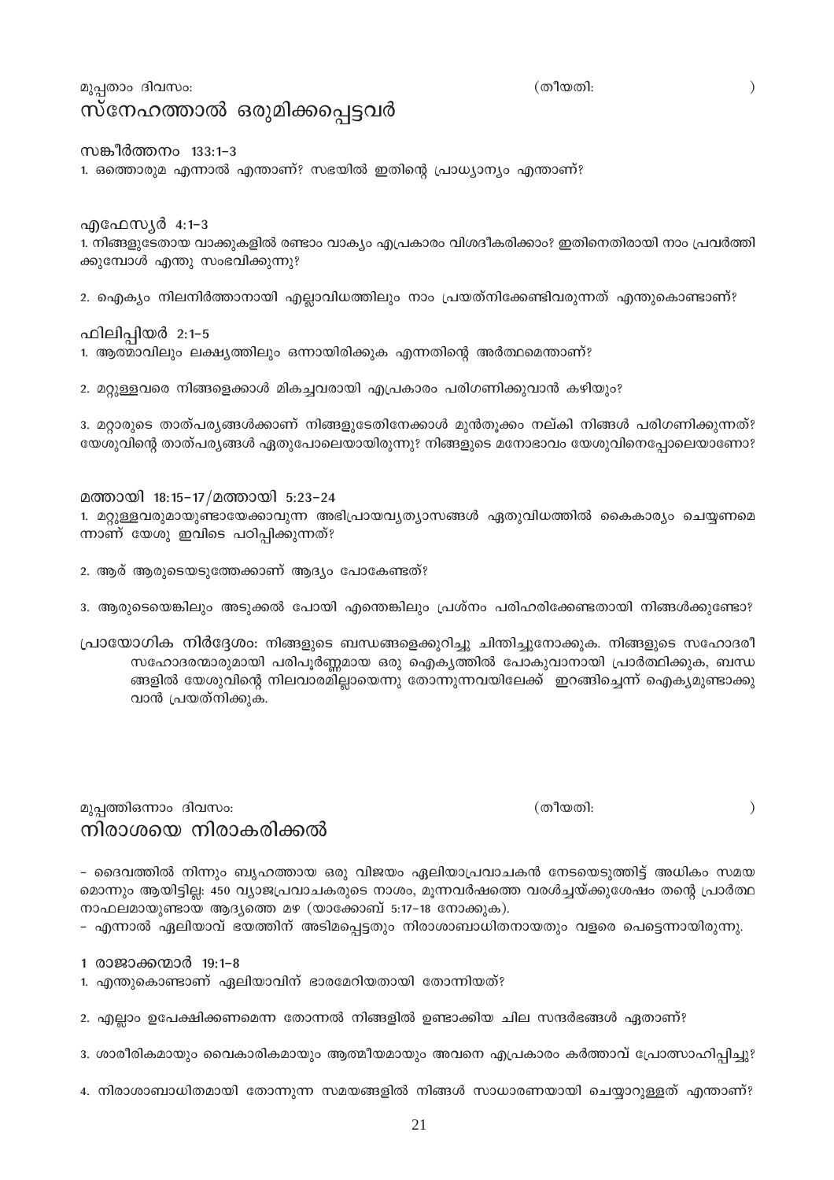മുപ്പതാം ദിവസം: (തീയതി: )

## സ്നേഹത്താൽ ഒരുമിക്കപ്പെട്ടവർ

**സങ്കീർത്തനം 133:1–3**

1. ഒത്തൊരുമ എന്നാൽ എന്താണ്? സഭയിൽ ഇതിന്റെ പ്രാധ്യാന്യം എന്താണ്?

**എഫേസ്യർ 4:1–3**

1. നിങ്ങളുടേതായ വാക്കുകളിൽ രണ്ടാം വാക്യം എപ്രകാരം വിശദീകരിക്കാം? ഇതിനെതിരായി നാം പ്രവർത്തിക്കുമ്പോൾ എന്തു സംഭവിക്കുന്നു?

2. ഐക്യം നിലനിർത്താനായി എല്ലാവിധത്തിലും നാം പ്രയത്നിക്കേണ്ടിവരുന്നത് എന്തുകൊണ്ടാണ്?

**ഫിലിപ്പിയർ 2:1–5**

1. ആത്മാവിലും ലക്ഷ്യത്തിലും ഒന്നായിരിക്കുക എന്നതിന്റെ അർത്ഥമെന്താണ്?

2. മറ്റുള്ളവരെ നിങ്ങളെക്കാൾ മികച്ചവരായി എപ്രകാരം പരിഗണിക്കുവാൻ കഴിയും?

3. മറ്റാരുടെ താത്പര്യങ്ങൾക്കാണ് നിങ്ങളുടേതിനേക്കാൾ മുൻതൂക്കം നല്കി നിങ്ങൾ പരിഗണിക്കുന്നത്? യേശുവിന്റെ താത്പര്യങ്ങൾ ഏതുപോലെയായിരുന്നു? നിങ്ങളുടെ മനോഭാവം യേശുവിനെപ്പോലെയാണോ?

**മത്തായി 18:15–17/മത്തായി 5:23–24**

1. മറ്റുള്ളവരുമായുണ്ടായേക്കാവുന്ന അഭിപ്രായവ്യത്യാസങ്ങൾ ഏതുവിധത്തിൽ കൈകാര്യം ചെയ്യണമെന്നാണ് യേശു ഇവിടെ പഠിപ്പിക്കുന്നത്?

2. ആര് ആരുടെയടുത്തേക്കാണ് ആദ്യം പോകേണ്ടത്?

3. ആരുടെയെങ്കിലും അടുക്കൽ പോയി എന്തെങ്കിലും പ്രശ്നം പരിഹരിക്കേണ്ടതായി നിങ്ങൾക്കുണ്ടോ?

**പ്രായോഗിക നിർദ്ദേശം:** നിങ്ങളുടെ ബന്ധങ്ങളെക്കുറിച്ചു ചിന്തിച്ചുനോക്കുക. നിങ്ങളുടെ സഹോദരീസഹോദരന്മാരുമായി പരിപൂർണ്ണമായ ഒരു ഐക്യത്തിൽ പോകുവാനായി പ്രാർത്ഥിക്കുക, ബന്ധങ്ങളിൽ യേശുവിന്റെ നിലവാരമില്ലായെന്നു തോന്നുന്നവയിലേക്ക് ഇറങ്ങിച്ചെന്ന് ഐക്യമുണ്ടാക്കുവാൻ പ്രയത്നിക്കുക.

മുപ്പത്തിഒന്നാം ദിവസം: (തീയതി: )

## നിരാശയെ നിരാകരിക്കൽ

– ദൈവത്തിൽ നിന്നും ബൃഹത്തായ ഒരു വിജയം ഏലിയാപ്രവാചകൻ നേടയെടുത്തിട്ട് അധികം സമയമൊന്നും ആയിട്ടില്ല: 450 വ്യാജപ്രവാചകരുടെ നാശം, മൂന്നവർഷത്തെ വരൾച്ചയ്ക്കുശേഷം തന്റെ പ്രാർത്ഥനാഫലമായുണ്ടായ ആദ്യത്തെ മഴ (യാക്കോബ് 5:17–18 നോക്കുക).
– എന്നാൽ ഏലിയാവ് ഭയത്തിന് അടിമപ്പെട്ടതും നിരാശാബാധിതനായതും വളരെ പെട്ടെന്നായിരുന്നു.

**1 രാജാക്കന്മാർ 19:1–8**

1. എന്തുകൊണ്ടാണ് ഏലിയാവിന് ഭാരമേറിയതായി തോന്നിയത്?

2. എല്ലാം ഉപേക്ഷിക്കണമെന്ന തോന്നൽ നിങ്ങളിൽ ഉണ്ടാക്കിയ ചില സന്ദർഭങ്ങൾ ഏതാണ്?

3. ശാരീരികമായും വൈകാരികമായും ആത്മീയമായും അവനെ എപ്രകാരം കർത്താവ് പ്രോത്സാഹിപ്പിച്ചു?

4. നിരാശാബാധിതമായി തോന്നുന്ന സമയങ്ങളിൽ നിങ്ങൾ സാധാരണയായി ചെയ്യാറുള്ളത് എന്താണ്?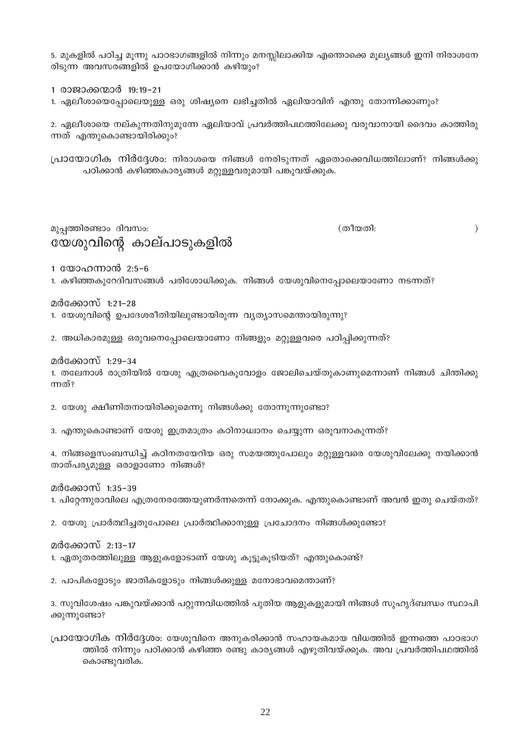5. മുകളിൽ പഠിച്ച മൂന്നു പാഠഭാഗങ്ങളിൽ നിന്നും മനസ്സിലാക്കിയ എന്തൊക്കെ മൂല്യങ്ങൾ ഇനി നിരാശനേരിടുന്ന അവസരങ്ങളിൽ ഉപയോഗിക്കാൻ കഴിയും?

1 രാജാക്കന്മാർ 19:19–21

1. ഏലീശായെപ്പോലെയുള്ള ഒരു ശിഷ്യനെ ലഭിച്ചതിൽ ഏലിയാവിന് എന്തു തോന്നിക്കാണും?

2. ഏലീശായെ നല്കുന്നതിനുമുന്നേ ഏലിയാവ് പ്രവർത്തിപഥത്തിലേക്കു വരുവാനായി ദൈവം കാത്തിരുന്നത് എന്തുകൊണ്ടായിരിക്കും?

പ്രായോഗിക നിർദ്ദേശം: നിരാശയെ നിങ്ങൾ നേരിടുന്നത് ഏതൊക്കെവിധത്തിലാണ്? നിങ്ങൾക്കു പഠിക്കാൻ കഴിഞ്ഞകാര്യങ്ങൾ മറ്റുള്ളവരുമായി പങ്കുവയ്ക്കുക.

മുപ്പത്തിരണ്ടാം ദിവസം: (തീയതി: )

## യേശുവിന്റെ കാല്പാടുകളിൽ

1 യോഹന്നാൻ 2:5–6

1. കഴിഞ്ഞകുറേദിവസങ്ങൾ പരിശോധിക്കുക. നിങ്ങൾ യേശുവിനെപ്പോലെയാണോ നടന്നത്?

മർക്കോസ് 1:21–28

1. യേശുവിന്റെ ഉപദേശരീതിയിലുണ്ടായിരുന്ന വ്യത്യാസമെന്തായിരുന്നു?

2. അധികാരമുള്ള ഒരുവനെപ്പോലെയാണോ നിങ്ങളും മറ്റുള്ളവരെ പഠിപ്പിക്കുന്നത്?

മർക്കോസ് 1:29–34

1. തലേനാൾ രാത്രിയിൽ യേശു എത്രവൈകുവോളം ജോലിചെയ്തുകാണുമെന്നാണ് നിങ്ങൾ ചിന്തിക്കുന്നത്?

2. യേശു ക്ഷീണിതനായിരിക്കുമെന്നു നിങ്ങൾക്കു തോന്നുന്നുണ്ടോ?

3. എന്തുകൊണ്ടാണ് യേശു ഇത്രമാത്രം കഠിനാധ്വാനം ചെയ്യുന്ന ഒരുവനാകുന്നത്?

4. നിങ്ങളെസംബന്ധിച്ച് കഠിനതയേറിയ ഒരു സമയത്തുപോലും മറ്റുള്ളവരെ യേശുവിലേക്കു നയിക്കാൻ താത്പര്യമുള്ള ഒരാളാണോ നിങ്ങൾ?

മർക്കോസ് 1:35–39

1. പിറ്റേന്നുരാവിലെ എത്രനേരത്തേയുണർന്നതെന്ന് നോക്കുക. എന്തുകൊണ്ടാണ് അവൻ ഇതു ചെയ്തത്?

2. യേശു പ്രാർത്ഥിച്ചതുപോലെ പ്രാർത്ഥിക്കാനുള്ള പ്രചോദനം നിങ്ങൾക്കുണ്ടോ?

മർക്കോസ് 2:13–17

1. ഏതുതരത്തിലുള്ള ആളുകളോടാണ് യേശു കൂട്ടുകൂടിയത്? എന്തുകൊണ്ട്?

2. പാപികളോടും ജാതികളോടും നിങ്ങൾക്കുള്ള മനോഭാവമെന്താണ്?

3. സുവിശേഷം പങ്കുവയ്ക്കാൻ പറ്റുന്നവിധത്തിൽ പുതിയ ആളുകളുമായി നിങ്ങൾ സുഹൃദ്ബന്ധം സ്ഥാപിക്കുന്നുണ്ടോ?

പ്രായോഗിക നിർദ്ദേശം: യേശുവിനെ അനുകരിക്കാൻ സഹായകമായ വിധത്തിൽ ഇന്നത്തെ പാഠഭാഗത്തിൽ നിന്നും പഠിക്കാൻ കഴിഞ്ഞ രണ്ടു കാര്യങ്ങൾ എഴുതിവയ്ക്കുക. അവ പ്രവർത്തിപഥത്തിൽ കൊണ്ടുവരിക.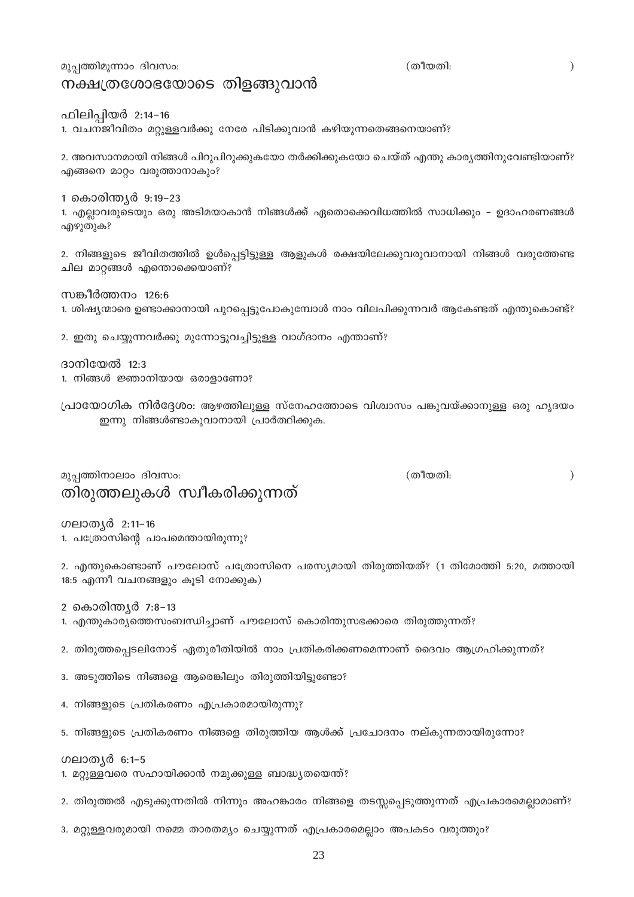മുപ്പത്തിമൂന്നാം ദിവസം: (തീയതി: )

## നക്ഷത്രശോഭയോടെ തിളങ്ങുവാൻ

### ഫിലിപ്പിയർ 2:14–16

1. വചനജീവിതം മറ്റുള്ളവർക്കു നേരേ പിടിക്കുവാൻ കഴിയുന്നതെങ്ങനെയാണ്?

2. അവസാനമായി നിങ്ങൾ പിറുപിറുക്കുകയോ തർക്കിക്കുകയോ ചെയ്ത് എന്തു കാര്യത്തിനുവേണ്ടിയാണ്? എങ്ങനെ മാറ്റം വരുത്താനാകും?

### 1 കൊരിന്ത്യർ 9:19–23

1. എല്ലാവരുടെയും ഒരു അടിമയാകാൻ നിങ്ങൾക്ക് ഏതൊക്കെവിധത്തിൽ സാധിക്കും – ഉദാഹരണങ്ങൾ എഴുതുക?

2. നിങ്ങളുടെ ജീവിതത്തിൽ ഉൾപ്പെട്ടിട്ടുള്ള ആളുകൾ രക്ഷയിലേക്കുവരുവാനായി നിങ്ങൾ വരുത്തേണ്ട ചില മാറ്റങ്ങൾ എന്തൊക്കെയാണ്?

### സങ്കീർത്തനം 126:6

1. ശിഷ്യന്മാരെ ഉണ്ടാക്കാനായി പുറപ്പെട്ടുപോകുമ്പോൾ നാം വിലപിക്കുന്നവർ ആകേണ്ടത് എന്തുകൊണ്ട്?

2. ഇതു ചെയ്യുന്നവർക്കു മുന്നോട്ടുവച്ചിട്ടുള്ള വാഗ്ദാനം എന്താണ്?

### ദാനിയേൽ 12:3

1. നിങ്ങൾ ജ്ഞാനിയായ ഒരാളാണോ?

**പ്രായോഗിക നിർദ്ദേശം:** ആഴത്തിലുള്ള സ്നേഹത്തോടെ വിശ്വാസം പങ്കുവയ്ക്കാനുള്ള ഒരു ഹൃദയം ഇന്നു നിങ്ങൾണ്ടാകുവാനായി പ്രാർത്ഥിക്കുക.

മുപ്പത്തിനാലാം ദിവസം: (തീയതി: )

## തിരുത്തലുകൾ സ്വീകരിക്കുന്നത്

### ഗലാത്യർ 2:11–16

1. പത്രോസിന്റെ പാപമെന്തായിരുന്നു?

2. എന്തുകൊണ്ടാണ് പൗലോസ് പത്രോസിനെ പരസ്യമായി തിരുത്തിയത്? (1 തിമോത്തി 5:20, മത്തായി 18:5 എന്നീ വചനങ്ങളും കൂടി നോക്കുക)

### 2 കൊരിന്ത്യർ 7:8–13

1. എന്തുകാര്യത്തെസംബന്ധിച്ചാണ് പൗലോസ് കൊരിന്തുസഭക്കാരെ തിരുത്തുന്നത്?

2. തിരുത്തപ്പെടലിനോട് ഏതുരീതിയിൽ നാം പ്രതികരിക്കണമെന്നാണ് ദൈവം ആഗ്രഹിക്കുന്നത്?

3. അടുത്തിടെ നിങ്ങളെ ആരെങ്കിലും തിരുത്തിയിട്ടുണ്ടോ?

4. നിങ്ങളുടെ പ്രതികരണം എപ്രകാരമായിരുന്നു?

5. നിങ്ങളുടെ പ്രതികരണം നിങ്ങളെ തിരുത്തിയ ആൾക്ക് പ്രചോദനം നല്കുന്നതായിരുന്നോ?

### ഗലാത്യർ 6:1–5

1. മറ്റുള്ളവരെ സഹായിക്കാൻ നമുക്കുള്ള ബാദ്ധ്യതയെന്ത്?

2. തിരുത്തൽ എടുക്കുന്നതിൽ നിന്നും അഹങ്കാരം നിങ്ങളെ തടസ്സപ്പെടുത്തുന്നത് എപ്രകാരമെല്ലാമാണ്?

3. മറ്റുള്ളവരുമായി നമ്മെ താരതമ്യം ചെയ്യുന്നത് എപ്രകാരമെല്ലാം അപകടം വരുത്തും?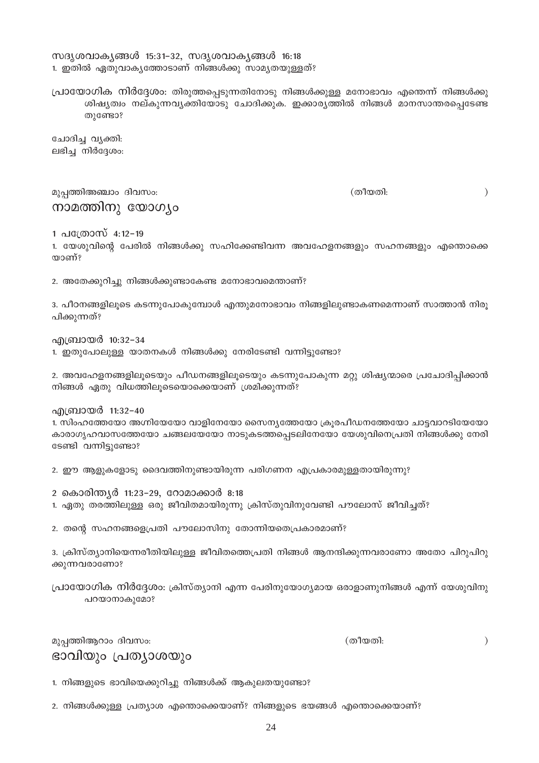സദൃശവാക്യങ്ങൾ 15:31–32, സദൃശവാക്യങ്ങൾ 16:18

1. ഇതിൽ ഏതുവാക്യത്തോടാണ് നിങ്ങൾക്കു സാമ്യതയുള്ളത്?

**പ്രായോഗിക നിർദ്ദേശം:** തിരുത്തപ്പെടുന്നതിനോടു നിങ്ങൾക്കുള്ള മനോഭാവം എന്തെന്ന് നിങ്ങൾക്കു ശിഷ്യത്വം നല്കുന്നവ്യക്തിയോടു ചോദിക്കുക. ഇക്കാര്യത്തിൽ നിങ്ങൾ മാനസാന്തരപ്പെടേണ്ട തുണ്ടോ?

ചോദിച്ച വ്യക്തി:
ലഭിച്ച നിർദ്ദേശം:

മുപ്പത്തിഅഞ്ചാം ദിവസം: (തീയതി: )

## നാമത്തിനു യോഗ്യം

1 പത്രോസ് 4:12–19

1. യേശുവിന്റെ പേരിൽ നിങ്ങൾക്കു സഹിക്കേണ്ടിവന്ന അവഹേളനങ്ങളും സഹനങ്ങളും എന്തൊക്കെ യാണ്?

2. അതേക്കുറിച്ചു നിങ്ങൾക്കുണ്ടാകേണ്ട മനോഭാവമെന്താണ്?

3. പീഠനങ്ങളിലൂടെ കടന്നുപോകുമ്പോൾ എന്തുമനോഭാവം നിങ്ങളിലുണ്ടാകണമെന്നാണ് സാത്താൻ നിരൂ പിക്കുന്നത്?

എബ്രായർ 10:32–34

1. ഇതുപോലുള്ള യാതനകൾ നിങ്ങൾക്കു നേരിടേണ്ടി വന്നിട്ടുണ്ടോ?

2. അവഹേളനങ്ങളിലൂടെയും പീഡനങ്ങളിലൂടെയും കടന്നുപോകുന്ന മറ്റു ശിഷ്യന്മാരെ പ്രചോദിപ്പിക്കാൻ നിങ്ങൾ ഏതു വിധത്തിലൂടെയൊക്കെയാണ് ശ്രമിക്കുന്നത്?

എബ്രായർ 11:32–40

1. സിംഹത്തേയോ അഗ്നിയേയോ വാളിനേയോ സൈന്യത്തേയോ ക്രൂരപീഡനത്തേയോ ചാട്ടവാറടിയേയോ കാരാഗൃഹവാസത്തേയോ ചങ്ങലയേയോ നാടുകടത്തപ്പെടലിനേയോ യേശുവിനെപ്രതി നിങ്ങൾക്കു നേരി ടേണ്ടി വന്നിട്ടുണ്ടോ?

2. ഈ ആളുകളോടു ദൈവത്തിനുണ്ടായിരുന്ന പരിഗണന എപ്രകാരമുള്ളതായിരുന്നു?

2 കൊരിന്ത്യർ 11:23–29, റോമാക്കാർ 8:18

1. ഏതു തരത്തിലുള്ള ഒരു ജീവിതമായിരുന്നു ക്രിസ്തുവിനുവേണ്ടി പൗലോസ് ജീവിച്ചത്?

2. തന്റെ സഹനങ്ങളെപ്രതി പൗലോസിനു തോന്നിയതെപ്രകാരമാണ്?

3. ക്രിസ്ത്യാനിയെന്നരീതിയിലുള്ള ജീവിതത്തെപ്രതി നിങ്ങൾ ആനന്ദിക്കുന്നവരാണോ അതോ പിറുപിറു ക്കുന്നവരാണോ?

**പ്രായോഗിക നിർദ്ദേശം:** ക്രിസ്ത്യാനി എന്ന പേരിനുയോഗ്യമായ ഒരാളാണുനിങ്ങൾ എന്ന് യേശുവിനു പറയാനാകുമോ?

മുപ്പത്തിആറാം ദിവസം: (തീയതി: )

## ഭാവിയും പ്രത്യാശയും

1. നിങ്ങളുടെ ഭാവിയെക്കുറിച്ചു നിങ്ങൾക്ക് ആകുലതയുണ്ടോ?

2. നിങ്ങൾക്കുള്ള പ്രത്യാശ എന്തൊക്കെയാണ്? നിങ്ങളുടെ ഭയങ്ങൾ എന്തൊക്കെയാണ്?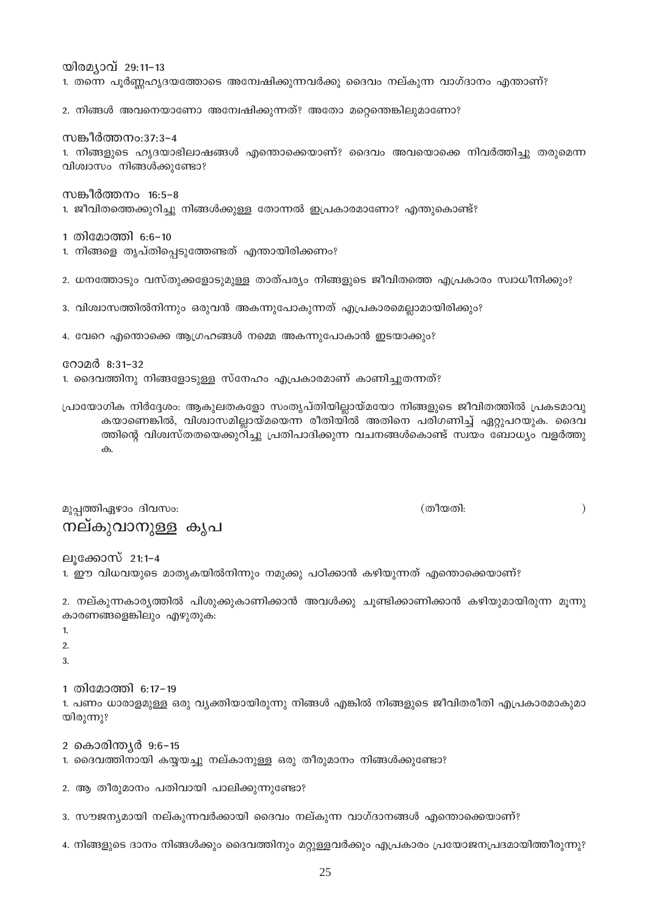യിരമ്യാവ് 29:11-13

1. തന്നെ പൂർണ്ണഹൃദയത്തോടെ അന്വേഷിക്കുന്നവർക്കു ദൈവം നല്കുന്ന വാഗ്ദാനം എന്താണ്?

2. നിങ്ങൾ അവനെയാണോ അന്വേഷിക്കുന്നത്? അതോ മറ്റെന്തെങ്കിലുമാണോ?

സങ്കീർത്തനം:37:3-4

1. നിങ്ങളുടെ ഹൃദയാഭിലാഷങ്ങൾ എന്തൊക്കെയാണ്? ദൈവം അവയൊക്കെ നിവർത്തിച്ചു തരുമെന്ന വിശ്വാസം നിങ്ങൾക്കുണ്ടോ?

സങ്കീർത്തനം 16:5-8

1. ജീവിതത്തെക്കുറിച്ചു നിങ്ങൾക്കുള്ള തോന്നൽ ഇപ്രകാരമാണോ? എന്തുകൊണ്ട്?

1 തിമോത്തി 6:6-10

1. നിങ്ങളെ തൃപ്തിപ്പെടുത്തേണ്ടത് എന്തായിരിക്കണം?

2. ധനത്തോടും വസ്തുക്കളോടുമുള്ള താത്പര്യം നിങ്ങളുടെ ജീവിതത്തെ എപ്രകാരം സ്വാധീനിക്കും?

3. വിശ്വാസത്തിൽനിന്നും ഒരുവൻ അകന്നുപോകുന്നത് എപ്രകാരമെല്ലാമായിരിക്കും?

4. വേറെ എന്തൊക്കെ ആഗ്രഹങ്ങൾ നമ്മെ അകന്നുപോകാൻ ഇടയാക്കും?

റോമർ 8:31-32

1. ദൈവത്തിനു നിങ്ങളോടുള്ള സ്നേഹം എപ്രകാരമാണ് കാണിച്ചുതന്നത്?

പ്രായോഗിക നിർദ്ദേശം: ആകുലതകളോ സംതൃപ്തിയില്ലായ്മയോ നിങ്ങളുടെ ജീവിതത്തിൽ പ്രകടമാവുകയാണെങ്കിൽ, വിശ്വാസമില്ലായ്മയെന്ന രീതിയിൽ അതിനെ പരിഗണിച്ച് ഏറ്റുപറയുക. ദൈവത്തിന്റെ വിശ്വസ്തതയെക്കുറിച്ചു പ്രതിപാദിക്കുന്ന വചനങ്ങൾകൊണ്ട് സ്വയം ബോധ്യം വളർത്തുക.

മുപ്പത്തിഏഴാം ദിവസം: (തീയതി: )

## നല്കുവാനുള്ള കൃപ

ലൂക്കോസ് 21:1-4

1. ഈ വിധവയുടെ മാതൃകയിൽനിന്നും നമുക്കു പഠിക്കാൻ കഴിയുന്നത് എന്തൊക്കെയാണ്?

2. നല്കുന്നകാര്യത്തിൽ പിശുക്കുകാണിക്കാൻ അവൾക്കു ചൂണ്ടിക്കാണിക്കാൻ കഴിയുമായിരുന്ന മൂന്നു കാരണങ്ങളെങ്കിലും എഴുതുക:

1.
2.
3.

1 തിമോത്തി 6:17-19

1. പണം ധാരാളമുള്ള ഒരു വ്യക്തിയായിരുന്നു നിങ്ങൾ എങ്കിൽ നിങ്ങളുടെ ജീവിതരീതി എപ്രകാരമാകുമായിരുന്നു?

2 കൊരിന്ത്യർ 9:6-15

1. ദൈവത്തിനായി കയ്യയച്ചു നല്കാനുള്ള ഒരു തീരുമാനം നിങ്ങൾക്കുണ്ടോ?

2. ആ തീരുമാനം പതിവായി പാലിക്കുന്നുണ്ടോ?

3. സൗജന്യമായി നല്കുന്നവർക്കായി ദൈവം നല്കുന്ന വാഗ്ദാനങ്ങൾ എന്തൊക്കെയാണ്?

4. നിങ്ങളുടെ ദാനം നിങ്ങൾക്കും ദൈവത്തിനും മറ്റുള്ളവർക്കും എപ്രകാരം പ്രയോജനപ്രദമായിത്തീരുന്നു?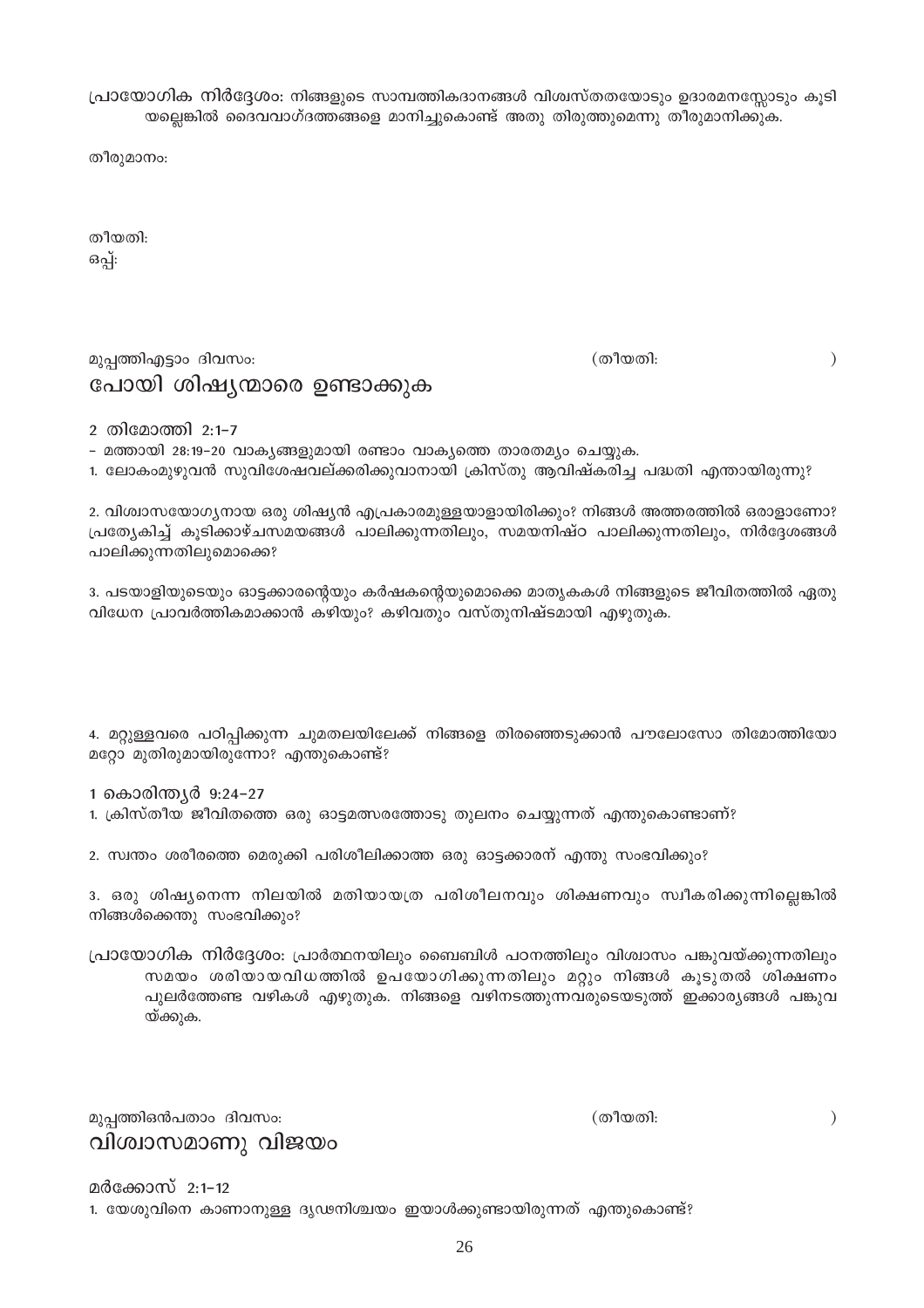**പ്രായോഗിക നിർദ്ദേശം:** നിങ്ങളുടെ സാമ്പത്തികദാനങ്ങൾ വിശ്വസ്തതയോടും ഉദാരമനസ്സോടും കൂടി യല്ലെങ്കിൽ ദൈവവാഗ്ദത്തങ്ങളെ മാനിച്ചുകൊണ്ട് അതു തിരുത്തുമെന്നു തീരുമാനിക്കുക.

തീരുമാനം:

തീയതി:
ഒപ്പ്:

മുപ്പത്തിഎട്ടാം ദിവസം: (തീയതി: )

## പോയി ശിഷ്യന്മാരെ ഉണ്ടാക്കുക

**2 തിമോത്തി 2:1-7**

- മത്തായി 28:19-20 വാക്യങ്ങളുമായി രണ്ടാം വാക്യത്തെ താരതമ്യം ചെയ്യുക.

1. ലോകംമുഴുവൻ സുവിശേഷവല്ക്കരിക്കുവാനായി ക്രിസ്തു ആവിഷ്കരിച്ച പദ്ധതി എന്തായിരുന്നു?

2. വിശ്വാസയോഗ്യനായ ഒരു ശിഷ്യൻ എപ്രകാരമുള്ളയാളായിരിക്കും? നിങ്ങൾ അത്തരത്തിൽ ഒരാളാണോ? പ്രത്യേകിച്ച് കൂടിക്കാഴ്ചസമയങ്ങൾ പാലിക്കുന്നതിലും, സമയനിഷ്ഠ പാലിക്കുന്നതിലും, നിർദ്ദേശങ്ങൾ പാലിക്കുന്നതിലുമൊക്കെ?

3. പടയാളിയുടെയും ഓട്ടക്കാരന്റെയും കർഷകന്റെയുമൊക്കെ മാതൃകകൾ നിങ്ങളുടെ ജീവിതത്തിൽ ഏതു വിധേന പ്രാവർത്തികമാക്കാൻ കഴിയും? കഴിവതും വസ്തുനിഷ്ടമായി എഴുതുക.

4. മറ്റുള്ളവരെ പഠിപ്പിക്കുന്ന ചുമതലയിലേക്ക് നിങ്ങളെ തിരഞ്ഞെടുക്കാൻ പൗലോസോ തിമോത്തിയോ മറ്റോ മുതിരുമായിരുന്നോ? എന്തുകൊണ്ട്?

**1 കൊരിന്ത്യർ 9:24-27**

1. ക്രിസ്തീയ ജീവിതത്തെ ഒരു ഓട്ടമത്സരത്തോടു തുലനം ചെയ്യുന്നത് എന്തുകൊണ്ടാണ്?

2. സ്വന്തം ശരീരത്തെ മെരുക്കി പരിശീലിക്കാത്ത ഒരു ഓട്ടക്കാരന് എന്തു സംഭവിക്കും?

3. ഒരു ശിഷ്യനെന്ന നിലയിൽ മതിയായത്ര പരിശീലനവും ശിക്ഷണവും സ്വീകരിക്കുന്നില്ലെങ്കിൽ നിങ്ങൾക്കെന്തു സംഭവിക്കും?

**പ്രായോഗിക നിർദ്ദേശം:** പ്രാർത്ഥനയിലും ബൈബിൾ പഠനത്തിലും വിശ്വാസം പങ്കുവയ്ക്കുന്നതിലും സമയം ശരിയായവിധത്തിൽ ഉപയോഗിക്കുന്നതിലും മറ്റും നിങ്ങൾ കൂടുതൽ ശിക്ഷണം പുലർത്തേണ്ട വഴികൾ എഴുതുക. നിങ്ങളെ വഴിനടത്തുന്നവരുടെയടുത്ത് ഇക്കാര്യങ്ങൾ പങ്കുവ യ്ക്കുക.

മുപ്പത്തിഒൻപതാം ദിവസം: (തീയതി: )

## വിശ്വാസമാണു വിജയം

**മർക്കോസ് 2:1-12**

1. യേശുവിനെ കാണാനുള്ള ദൃഢനിശ്ചയം ഇയാൾക്കുണ്ടായിരുന്നത് എന്തുകൊണ്ട്?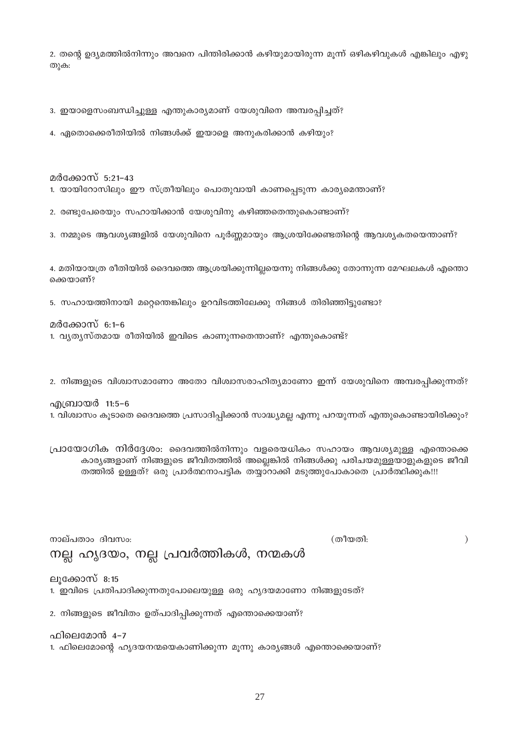2. തന്റെ ഉദ്യമത്തിൽനിന്നും അവനെ പിന്തിരിക്കാൻ കഴിയുമായിരുന്ന മൂന്ന് ഒഴികഴിവുകൾ എങ്കിലും എഴുതുക:

3. ഇയാളെസംബന്ധിച്ചുള്ള എന്തുകാര്യമാണ് യേശുവിനെ അമ്പരപ്പിച്ചത്?

4. ഏതൊക്കെരീതിയിൽ നിങ്ങൾക്ക് ഇയാളെ അനുകരിക്കാൻ കഴിയും?

മർക്കോസ് 5:21–43

1. യായിറോസിലും ഈ സ്ത്രീയിലും പൊതുവായി കാണപ്പെടുന്ന കാര്യമെന്താണ്?

2. രണ്ടുപേരെയും സഹായിക്കാൻ യേശുവിനു കഴിഞ്ഞതെന്തുകൊണ്ടാണ്?

3. നമ്മുടെ ആവശ്യങ്ങളിൽ യേശുവിനെ പൂർണ്ണമായും ആശ്രയിക്കേണ്ടതിന്റെ ആവശ്യകതയെന്താണ്?

4. മതിയായത്ര രീതിയിൽ ദൈവത്തെ ആശ്രയിക്കുന്നില്ലയെന്നു നിങ്ങൾക്കു തോന്നുന്ന മേഘലകൾ എന്തൊക്കെയാണ്?

5. സഹായത്തിനായി മറ്റെന്തെങ്കിലും ഉറവിടത്തിലേക്കു നിങ്ങൾ തിരിഞ്ഞിട്ടുണ്ടോ?

മർക്കോസ് 6:1–6

1. വ്യത്യസ്തമായ രീതിയിൽ ഇവിടെ കാണുന്നതെന്താണ്? എന്തുകൊണ്ട്?

2. നിങ്ങളുടെ വിശ്വാസമാണോ അതോ വിശ്വാസരാഹിത്യമാണോ ഇന്ന് യേശുവിനെ അമ്പരപ്പിക്കുന്നത്?

എബ്രായർ 11:5–6

1. വിശ്വാസം കൂടാതെ ദൈവത്തെ പ്രസാദിപ്പിക്കാൻ സാദ്ധ്യമല്ല എന്നു പറയുന്നത് എന്തുകൊണ്ടായിരിക്കും?

പ്രായോഗിക നിർദ്ദേശം: ദൈവത്തിൽനിന്നും വളരെയധികം സഹായം ആവശ്യമുള്ള എന്തൊക്കെ കാര്യങ്ങളാണ് നിങ്ങളുടെ ജീവിതത്തിൽ അല്ലെങ്കിൽ നിങ്ങൾക്കു പരിചയമുള്ളയാളുകളുടെ ജീവിതത്തിൽ ഉള്ളത്? ഒരു പ്രാർത്ഥനാപട്ടിക തയ്യാറാക്കി മടുത്തുപോകാതെ പ്രാർത്ഥിക്കുക!!!

നാല്പതാം ദിവസം: (തീയതി: )

## നല്ല ഹൃദയം, നല്ല പ്രവർത്തികൾ, നന്മകൾ

ലൂക്കോസ് 8:15

1. ഇവിടെ പ്രതിപാദിക്കുന്നതുപോലെയുള്ള ഒരു ഹൃദയമാണോ നിങ്ങളുടേത്?

2. നിങ്ങളുടെ ജീവിതം ഉത്പാദിപ്പിക്കുന്നത് എന്തൊക്കെയാണ്?

ഫിലെമോൻ 4–7

1. ഫിലെമോന്റെ ഹൃദയനന്മയെകാണിക്കുന്ന മൂന്നു കാര്യങ്ങൾ എന്തൊക്കെയാണ്?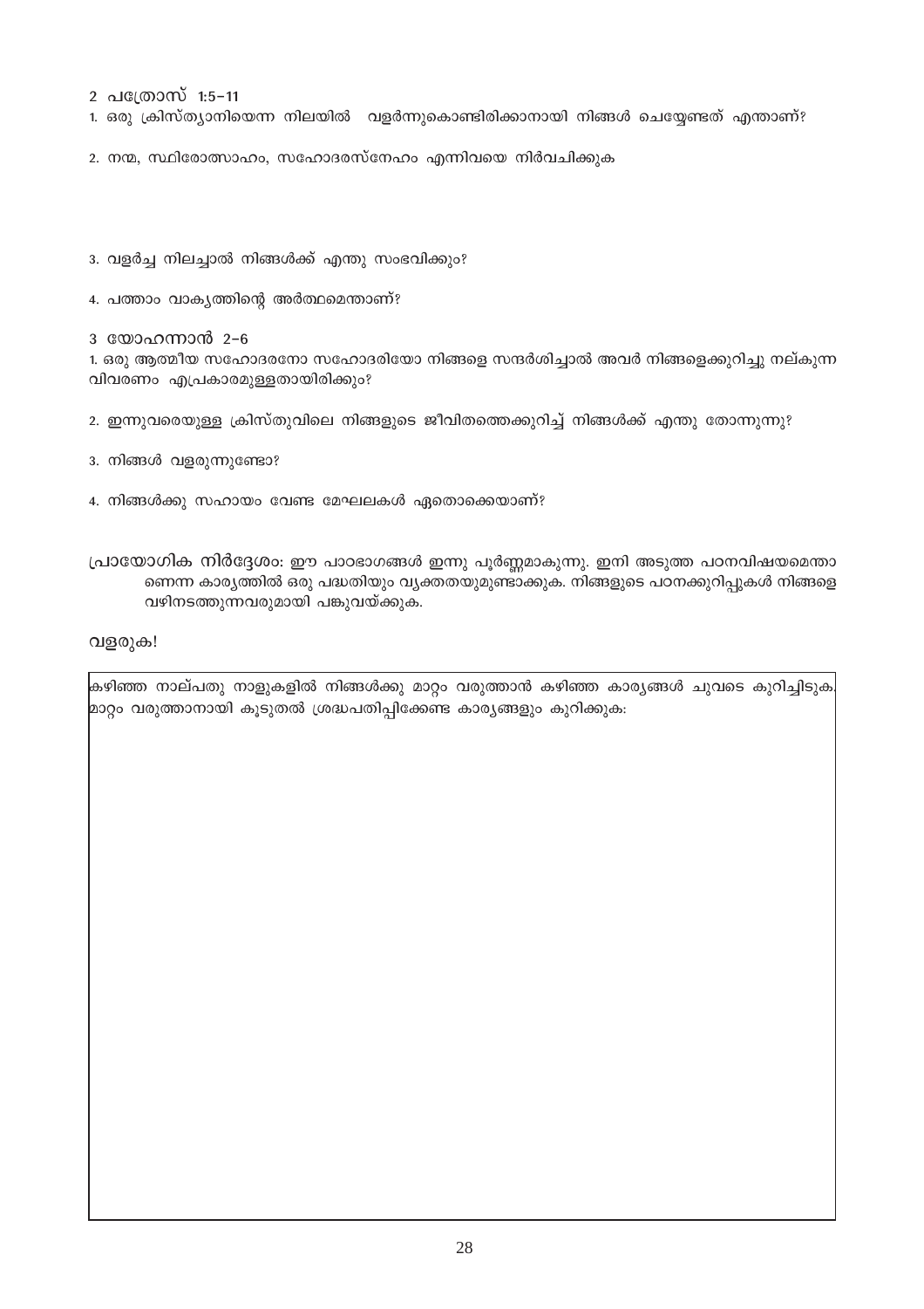2 പത്രോസ് 1:5-11

1. ഒരു ക്രിസ്ത്യാനിയെന്ന നിലയിൽ  വളർന്നുകൊണ്ടിരിക്കാനായി നിങ്ങൾ ചെയ്യേണ്ടത് എന്താണ്?

2. നന്മ, സ്ഥിരോത്സാഹം, സഹോദരസ്നേഹം എന്നിവയെ നിർവചിക്കുക

3. വളർച്ച നിലച്ചാൽ നിങ്ങൾക്ക് എന്തു സംഭവിക്കും?

4. പത്താം വാക്യത്തിന്റെ അർത്ഥമെന്താണ്?

3 യോഹന്നാൻ 2-6

1. ഒരു ആത്മീയ സഹോദരനോ സഹോദരിയോ നിങ്ങളെ സന്ദർശിച്ചാൽ അവർ നിങ്ങളെക്കുറിച്ചു നല്കുന്ന വിവരണം എപ്രകാരമുള്ളതായിരിക്കും?

2. ഇന്നുവരെയുള്ള ക്രിസ്തുവിലെ നിങ്ങളുടെ ജീവിതത്തെക്കുറിച്ച് നിങ്ങൾക്ക് എന്തു തോന്നുന്നു?

3. നിങ്ങൾ വളരുന്നുണ്ടോ?

4. നിങ്ങൾക്കു സഹായം വേണ്ട മേഘലകൾ ഏതൊക്കെയാണ്?

പ്രായോഗിക നിർദ്ദേശം: ഈ പാഠഭാഗങ്ങൾ ഇന്നു പൂർണ്ണമാകുന്നു. ഇനി അടുത്ത പഠനവിഷയമെന്താണെന്ന കാര്യത്തിൽ ഒരു പദ്ധതിയും വ്യക്തതയുമുണ്ടാക്കുക. നിങ്ങളുടെ പഠനക്കുറിപ്പുകൾ നിങ്ങളെ വഴിനടത്തുന്നവരുമായി പങ്കുവയ്ക്കുക.

വളരുക!

കഴിഞ്ഞ നാല്പതു നാളുകളിൽ നിങ്ങൾക്കു മാറ്റം വരുത്താൻ കഴിഞ്ഞ കാര്യങ്ങൾ ചുവടെ കുറിച്ചിടുക. മാറ്റം വരുത്താനായി കൂടുതൽ ശ്രദ്ധപതിപ്പിക്കേണ്ട കാര്യങ്ങളും കുറിക്കുക: